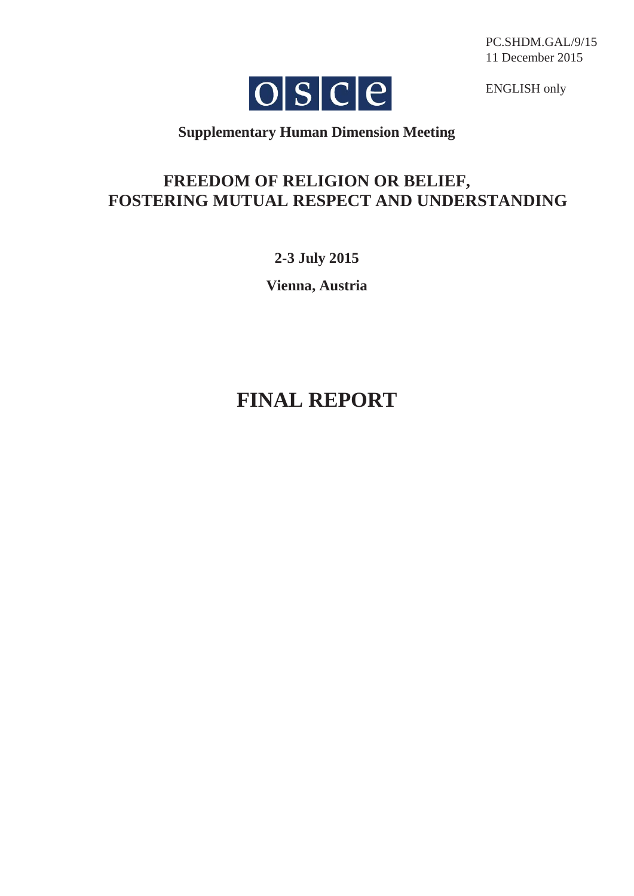PC.SHDM.GAL/9/15
11 December 2015

ENGLISH only

OSCE

**Supplementary Human Dimension Meeting**

# FREEDOM OF RELIGION OR BELIEF, FOSTERING MUTUAL RESPECT AND UNDERSTANDING

**2-3 July 2015**

**Vienna, Austria**

# FINAL REPORT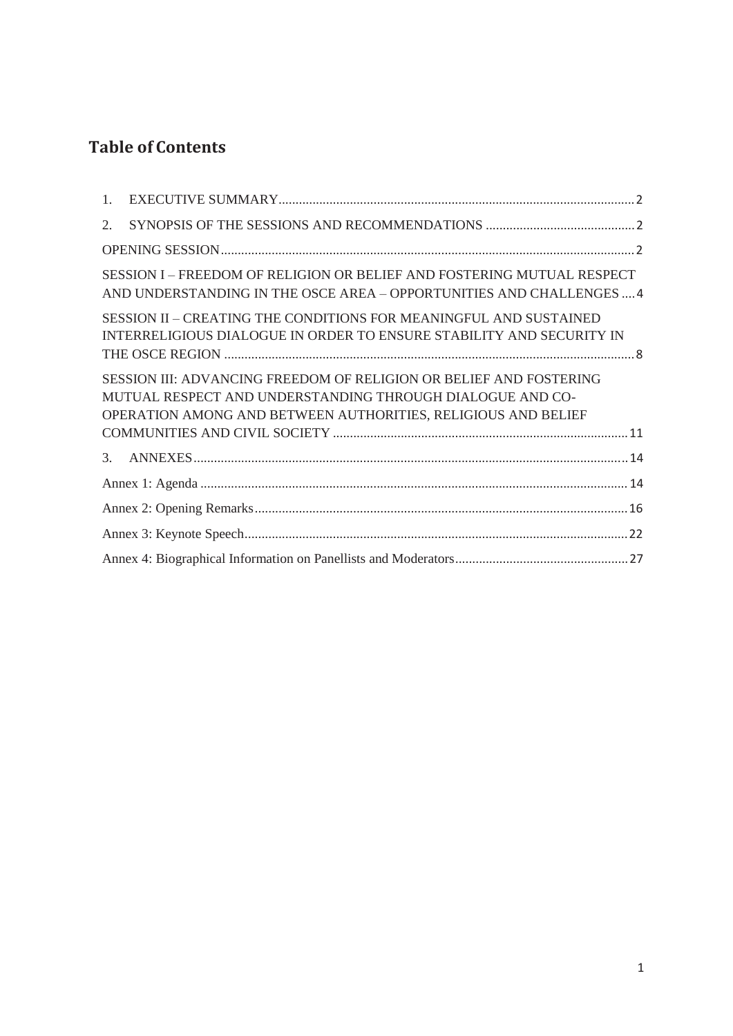# Table of Contents

1. EXECUTIVE SUMMARY ........ 2
2. SYNOPSIS OF THE SESSIONS AND RECOMMENDATIONS ........ 2

OPENING SESSION ........ 2

SESSION I – FREEDOM OF RELIGION OR BELIEF AND FOSTERING MUTUAL RESPECT AND UNDERSTANDING IN THE OSCE AREA – OPPORTUNITIES AND CHALLENGES ........ 4

SESSION II – CREATING THE CONDITIONS FOR MEANINGFUL AND SUSTAINED INTERRELIGIOUS DIALOGUE IN ORDER TO ENSURE STABILITY AND SECURITY IN THE OSCE REGION ........ 8

SESSION III: ADVANCING FREEDOM OF RELIGION OR BELIEF AND FOSTERING MUTUAL RESPECT AND UNDERSTANDING THROUGH DIALOGUE AND CO-OPERATION AMONG AND BETWEEN AUTHORITIES, RELIGIOUS AND BELIEF COMMUNITIES AND CIVIL SOCIETY ........ 11

3. ANNEXES ........ 14

Annex 1: Agenda ........ 14

Annex 2: Opening Remarks ........ 16

Annex 3: Keynote Speech ........ 22

Annex 4: Biographical Information on Panellists and Moderators ........ 27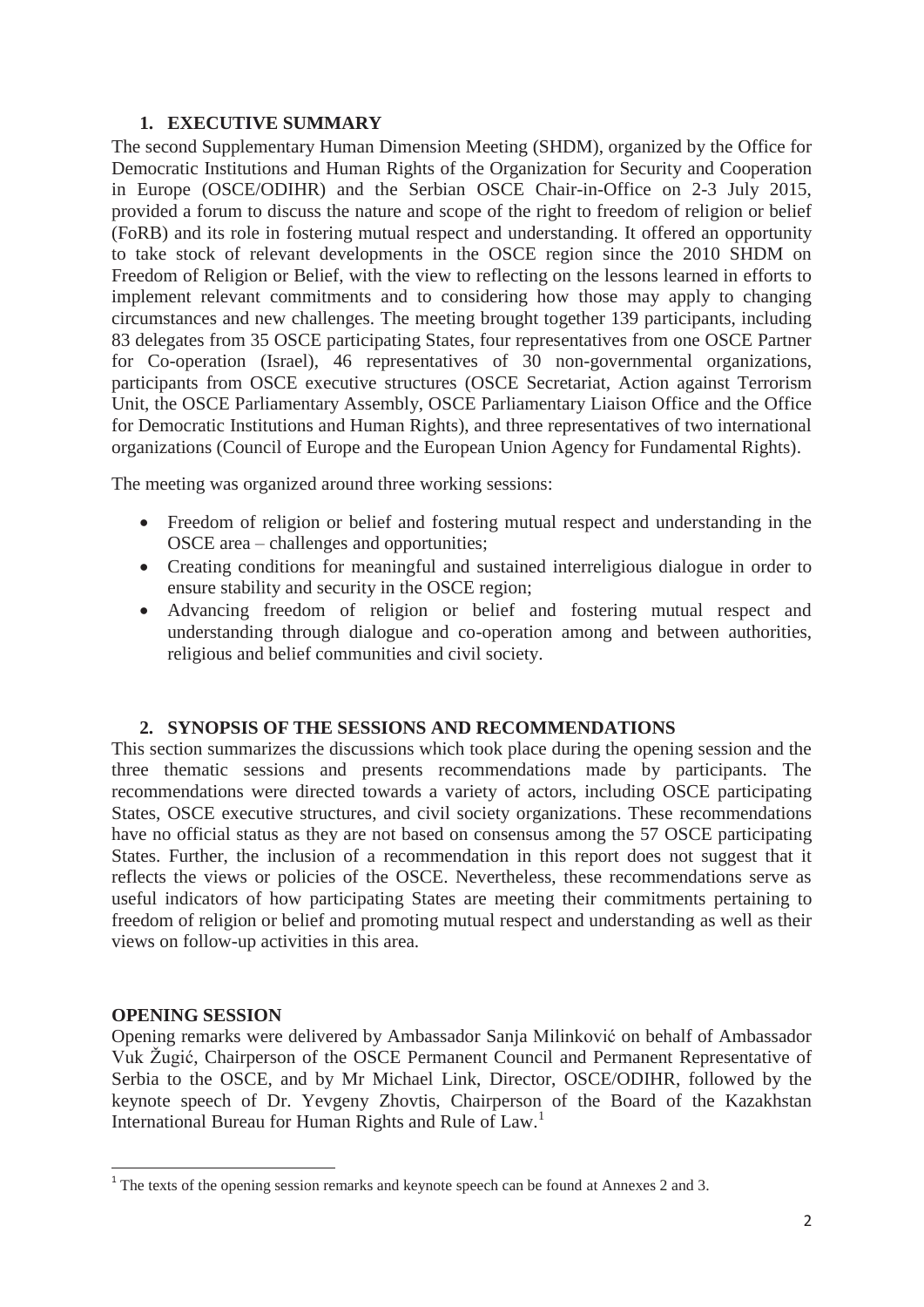## 1. EXECUTIVE SUMMARY

The second Supplementary Human Dimension Meeting (SHDM), organized by the Office for Democratic Institutions and Human Rights of the Organization for Security and Cooperation in Europe (OSCE/ODIHR) and the Serbian OSCE Chair-in-Office on 2-3 July 2015, provided a forum to discuss the nature and scope of the right to freedom of religion or belief (FoRB) and its role in fostering mutual respect and understanding. It offered an opportunity to take stock of relevant developments in the OSCE region since the 2010 SHDM on Freedom of Religion or Belief, with the view to reflecting on the lessons learned in efforts to implement relevant commitments and to considering how those may apply to changing circumstances and new challenges. The meeting brought together 139 participants, including 83 delegates from 35 OSCE participating States, four representatives from one OSCE Partner for Co-operation (Israel), 46 representatives of 30 non-governmental organizations, participants from OSCE executive structures (OSCE Secretariat, Action against Terrorism Unit, the OSCE Parliamentary Assembly, OSCE Parliamentary Liaison Office and the Office for Democratic Institutions and Human Rights), and three representatives of two international organizations (Council of Europe and the European Union Agency for Fundamental Rights).

The meeting was organized around three working sessions:

- Freedom of religion or belief and fostering mutual respect and understanding in the OSCE area – challenges and opportunities;
- Creating conditions for meaningful and sustained interreligious dialogue in order to ensure stability and security in the OSCE region;
- Advancing freedom of religion or belief and fostering mutual respect and understanding through dialogue and co-operation among and between authorities, religious and belief communities and civil society.

## 2. SYNOPSIS OF THE SESSIONS AND RECOMMENDATIONS

This section summarizes the discussions which took place during the opening session and the three thematic sessions and presents recommendations made by participants. The recommendations were directed towards a variety of actors, including OSCE participating States, OSCE executive structures, and civil society organizations. These recommendations have no official status as they are not based on consensus among the 57 OSCE participating States. Further, the inclusion of a recommendation in this report does not suggest that it reflects the views or policies of the OSCE. Nevertheless, these recommendations serve as useful indicators of how participating States are meeting their commitments pertaining to freedom of religion or belief and promoting mutual respect and understanding as well as their views on follow-up activities in this area.

### OPENING SESSION

Opening remarks were delivered by Ambassador Sanja Milinković on behalf of Ambassador Vuk Žugić, Chairperson of the OSCE Permanent Council and Permanent Representative of Serbia to the OSCE, and by Mr Michael Link, Director, OSCE/ODIHR, followed by the keynote speech of Dr. Yevgeny Zhovtis, Chairperson of the Board of the Kazakhstan International Bureau for Human Rights and Rule of Law.[1]

[1] The texts of the opening session remarks and keynote speech can be found at Annexes 2 and 3.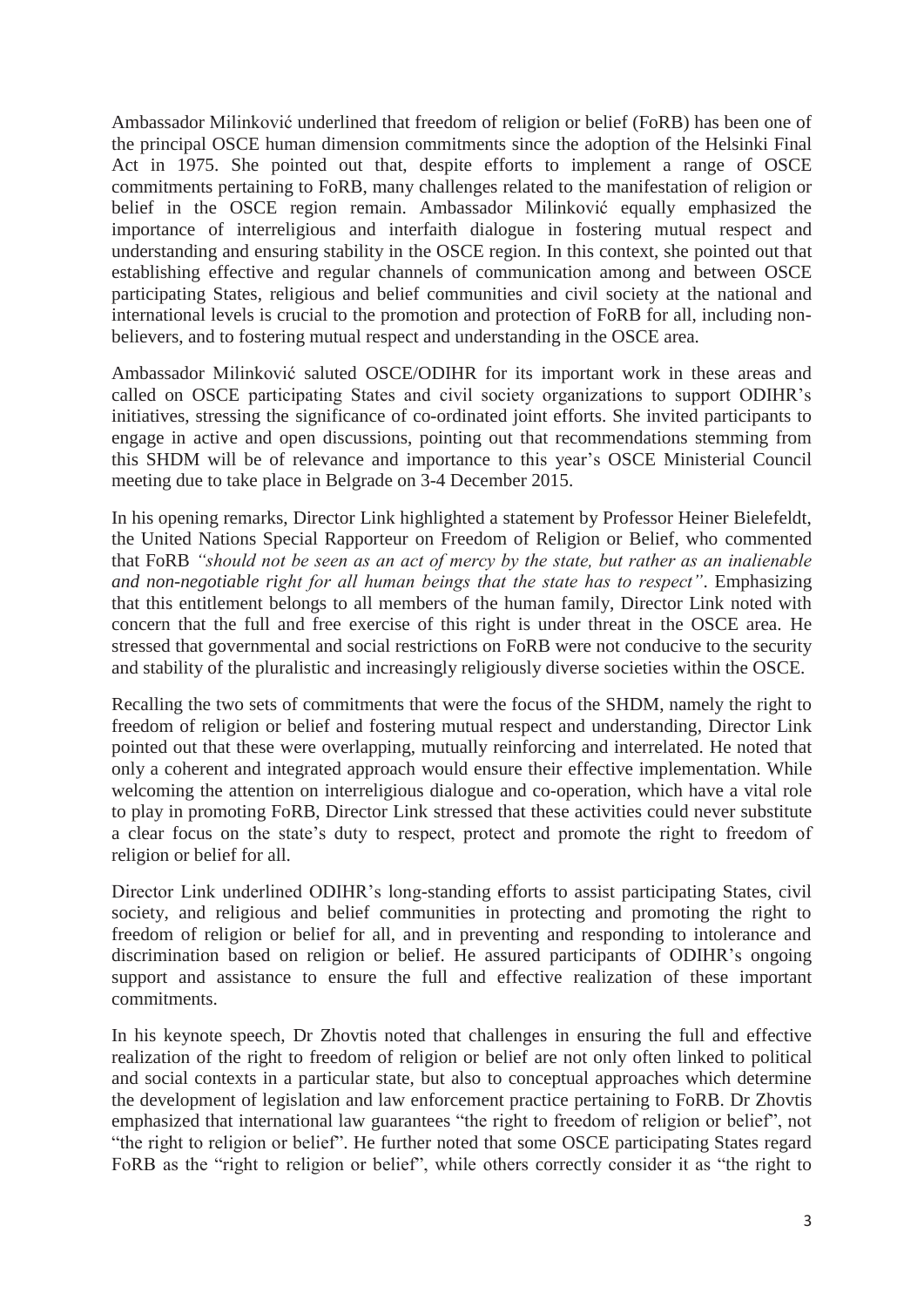Ambassador Milinković underlined that freedom of religion or belief (FoRB) has been one of the principal OSCE human dimension commitments since the adoption of the Helsinki Final Act in 1975. She pointed out that, despite efforts to implement a range of OSCE commitments pertaining to FoRB, many challenges related to the manifestation of religion or belief in the OSCE region remain. Ambassador Milinković equally emphasized the importance of interreligious and interfaith dialogue in fostering mutual respect and understanding and ensuring stability in the OSCE region. In this context, she pointed out that establishing effective and regular channels of communication among and between OSCE participating States, religious and belief communities and civil society at the national and international levels is crucial to the promotion and protection of FoRB for all, including non-believers, and to fostering mutual respect and understanding in the OSCE area.

Ambassador Milinković saluted OSCE/ODIHR for its important work in these areas and called on OSCE participating States and civil society organizations to support ODIHR's initiatives, stressing the significance of co-ordinated joint efforts. She invited participants to engage in active and open discussions, pointing out that recommendations stemming from this SHDM will be of relevance and importance to this year's OSCE Ministerial Council meeting due to take place in Belgrade on 3-4 December 2015.

In his opening remarks, Director Link highlighted a statement by Professor Heiner Bielefeldt, the United Nations Special Rapporteur on Freedom of Religion or Belief, who commented that FoRB *"should not be seen as an act of mercy by the state, but rather as an inalienable and non-negotiable right for all human beings that the state has to respect"*. Emphasizing that this entitlement belongs to all members of the human family, Director Link noted with concern that the full and free exercise of this right is under threat in the OSCE area. He stressed that governmental and social restrictions on FoRB were not conducive to the security and stability of the pluralistic and increasingly religiously diverse societies within the OSCE.

Recalling the two sets of commitments that were the focus of the SHDM, namely the right to freedom of religion or belief and fostering mutual respect and understanding, Director Link pointed out that these were overlapping, mutually reinforcing and interrelated. He noted that only a coherent and integrated approach would ensure their effective implementation. While welcoming the attention on interreligious dialogue and co-operation, which have a vital role to play in promoting FoRB, Director Link stressed that these activities could never substitute a clear focus on the state's duty to respect, protect and promote the right to freedom of religion or belief for all.

Director Link underlined ODIHR's long-standing efforts to assist participating States, civil society, and religious and belief communities in protecting and promoting the right to freedom of religion or belief for all, and in preventing and responding to intolerance and discrimination based on religion or belief. He assured participants of ODIHR's ongoing support and assistance to ensure the full and effective realization of these important commitments.

In his keynote speech, Dr Zhovtis noted that challenges in ensuring the full and effective realization of the right to freedom of religion or belief are not only often linked to political and social contexts in a particular state, but also to conceptual approaches which determine the development of legislation and law enforcement practice pertaining to FoRB. Dr Zhovtis emphasized that international law guarantees "the right to freedom of religion or belief", not "the right to religion or belief". He further noted that some OSCE participating States regard FoRB as the "right to religion or belief", while others correctly consider it as "the right to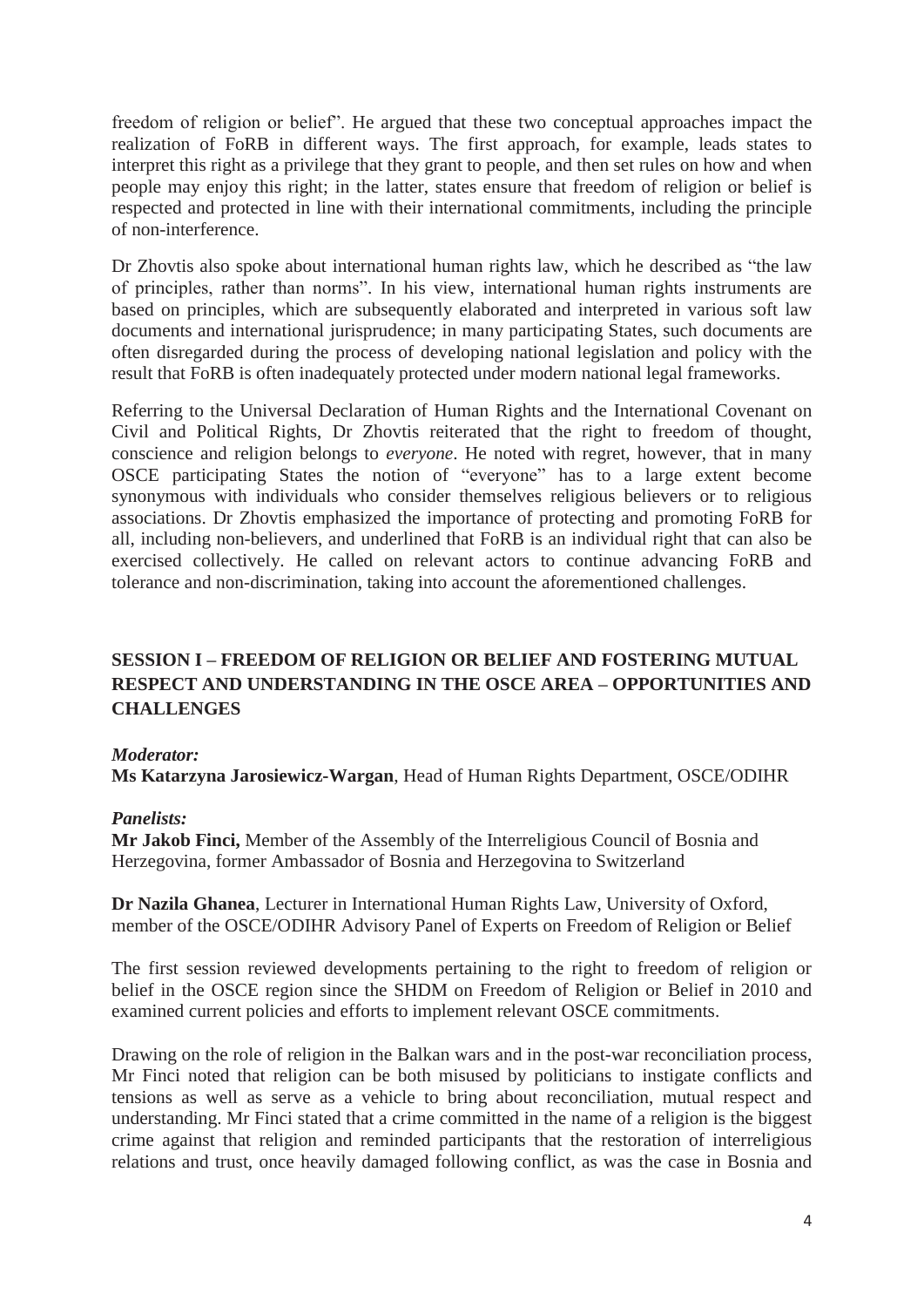freedom of religion or belief". He argued that these two conceptual approaches impact the realization of FoRB in different ways. The first approach, for example, leads states to interpret this right as a privilege that they grant to people, and then set rules on how and when people may enjoy this right; in the latter, states ensure that freedom of religion or belief is respected and protected in line with their international commitments, including the principle of non-interference.

Dr Zhovtis also spoke about international human rights law, which he described as "the law of principles, rather than norms". In his view, international human rights instruments are based on principles, which are subsequently elaborated and interpreted in various soft law documents and international jurisprudence; in many participating States, such documents are often disregarded during the process of developing national legislation and policy with the result that FoRB is often inadequately protected under modern national legal frameworks.

Referring to the Universal Declaration of Human Rights and the International Covenant on Civil and Political Rights, Dr Zhovtis reiterated that the right to freedom of thought, conscience and religion belongs to *everyone*. He noted with regret, however, that in many OSCE participating States the notion of "everyone" has to a large extent become synonymous with individuals who consider themselves religious believers or to religious associations. Dr Zhovtis emphasized the importance of protecting and promoting FoRB for all, including non-believers, and underlined that FoRB is an individual right that can also be exercised collectively. He called on relevant actors to continue advancing FoRB and tolerance and non-discrimination, taking into account the aforementioned challenges.

## SESSION I – FREEDOM OF RELIGION OR BELIEF AND FOSTERING MUTUAL RESPECT AND UNDERSTANDING IN THE OSCE AREA – OPPORTUNITIES AND CHALLENGES

***Moderator:***
**Ms Katarzyna Jarosiewicz-Wargan**, Head of Human Rights Department, OSCE/ODIHR

***Panelists:***
**Mr Jakob Finci,** Member of the Assembly of the Interreligious Council of Bosnia and Herzegovina, former Ambassador of Bosnia and Herzegovina to Switzerland

**Dr Nazila Ghanea**, Lecturer in International Human Rights Law, University of Oxford, member of the OSCE/ODIHR Advisory Panel of Experts on Freedom of Religion or Belief

The first session reviewed developments pertaining to the right to freedom of religion or belief in the OSCE region since the SHDM on Freedom of Religion or Belief in 2010 and examined current policies and efforts to implement relevant OSCE commitments.

Drawing on the role of religion in the Balkan wars and in the post-war reconciliation process, Mr Finci noted that religion can be both misused by politicians to instigate conflicts and tensions as well as serve as a vehicle to bring about reconciliation, mutual respect and understanding. Mr Finci stated that a crime committed in the name of a religion is the biggest crime against that religion and reminded participants that the restoration of interreligious relations and trust, once heavily damaged following conflict, as was the case in Bosnia and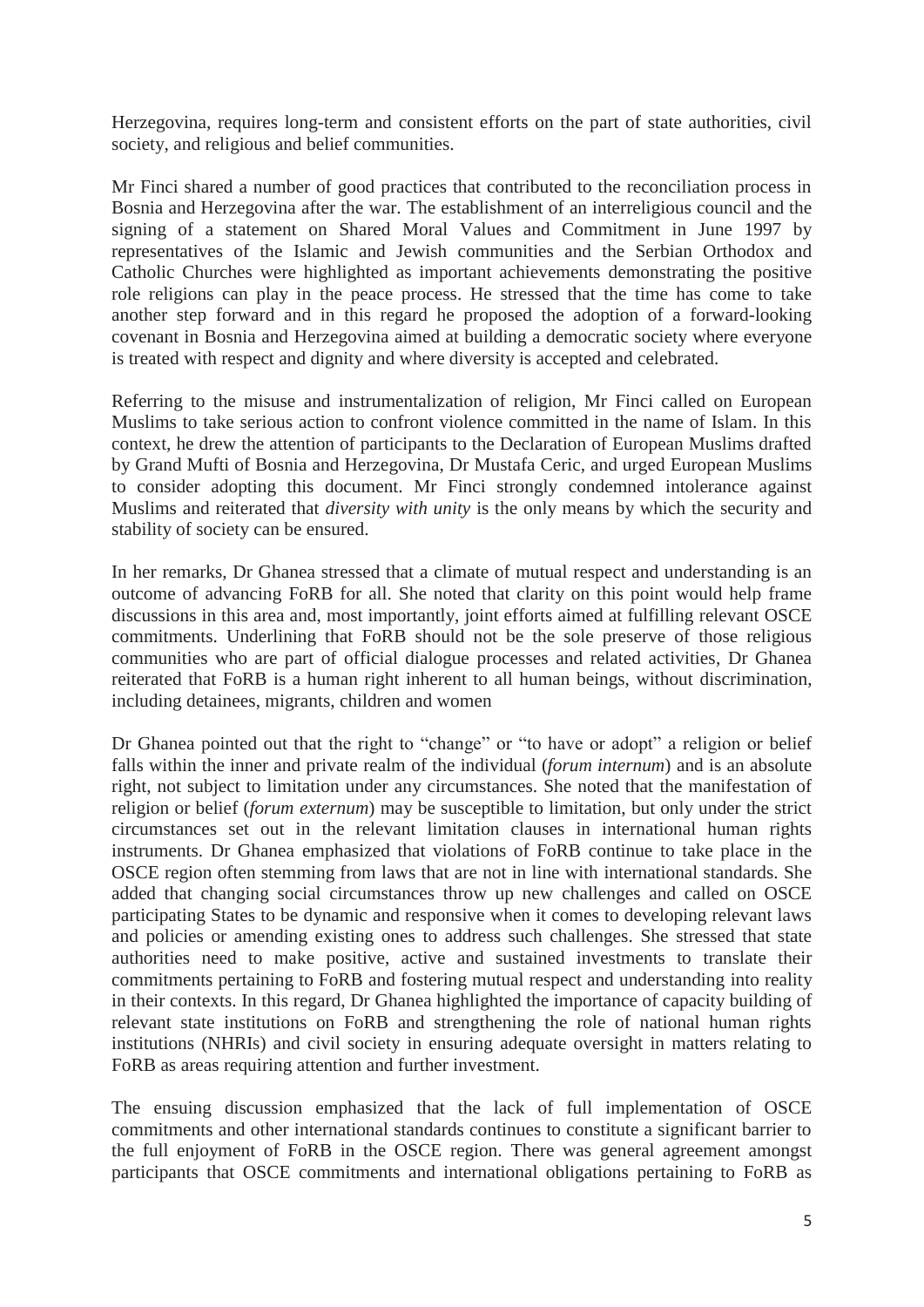Herzegovina, requires long-term and consistent efforts on the part of state authorities, civil society, and religious and belief communities.

Mr Finci shared a number of good practices that contributed to the reconciliation process in Bosnia and Herzegovina after the war. The establishment of an interreligious council and the signing of a statement on Shared Moral Values and Commitment in June 1997 by representatives of the Islamic and Jewish communities and the Serbian Orthodox and Catholic Churches were highlighted as important achievements demonstrating the positive role religions can play in the peace process. He stressed that the time has come to take another step forward and in this regard he proposed the adoption of a forward-looking covenant in Bosnia and Herzegovina aimed at building a democratic society where everyone is treated with respect and dignity and where diversity is accepted and celebrated.

Referring to the misuse and instrumentalization of religion, Mr Finci called on European Muslims to take serious action to confront violence committed in the name of Islam. In this context, he drew the attention of participants to the Declaration of European Muslims drafted by Grand Mufti of Bosnia and Herzegovina, Dr Mustafa Ceric, and urged European Muslims to consider adopting this document. Mr Finci strongly condemned intolerance against Muslims and reiterated that *diversity with unity* is the only means by which the security and stability of society can be ensured.

In her remarks, Dr Ghanea stressed that a climate of mutual respect and understanding is an outcome of advancing FoRB for all. She noted that clarity on this point would help frame discussions in this area and, most importantly, joint efforts aimed at fulfilling relevant OSCE commitments. Underlining that FoRB should not be the sole preserve of those religious communities who are part of official dialogue processes and related activities, Dr Ghanea reiterated that FoRB is a human right inherent to all human beings, without discrimination, including detainees, migrants, children and women

Dr Ghanea pointed out that the right to "change" or "to have or adopt" a religion or belief falls within the inner and private realm of the individual (*forum internum*) and is an absolute right, not subject to limitation under any circumstances. She noted that the manifestation of religion or belief (*forum externum*) may be susceptible to limitation, but only under the strict circumstances set out in the relevant limitation clauses in international human rights instruments. Dr Ghanea emphasized that violations of FoRB continue to take place in the OSCE region often stemming from laws that are not in line with international standards. She added that changing social circumstances throw up new challenges and called on OSCE participating States to be dynamic and responsive when it comes to developing relevant laws and policies or amending existing ones to address such challenges. She stressed that state authorities need to make positive, active and sustained investments to translate their commitments pertaining to FoRB and fostering mutual respect and understanding into reality in their contexts. In this regard, Dr Ghanea highlighted the importance of capacity building of relevant state institutions on FoRB and strengthening the role of national human rights institutions (NHRIs) and civil society in ensuring adequate oversight in matters relating to FoRB as areas requiring attention and further investment.

The ensuing discussion emphasized that the lack of full implementation of OSCE commitments and other international standards continues to constitute a significant barrier to the full enjoyment of FoRB in the OSCE region. There was general agreement amongst participants that OSCE commitments and international obligations pertaining to FoRB as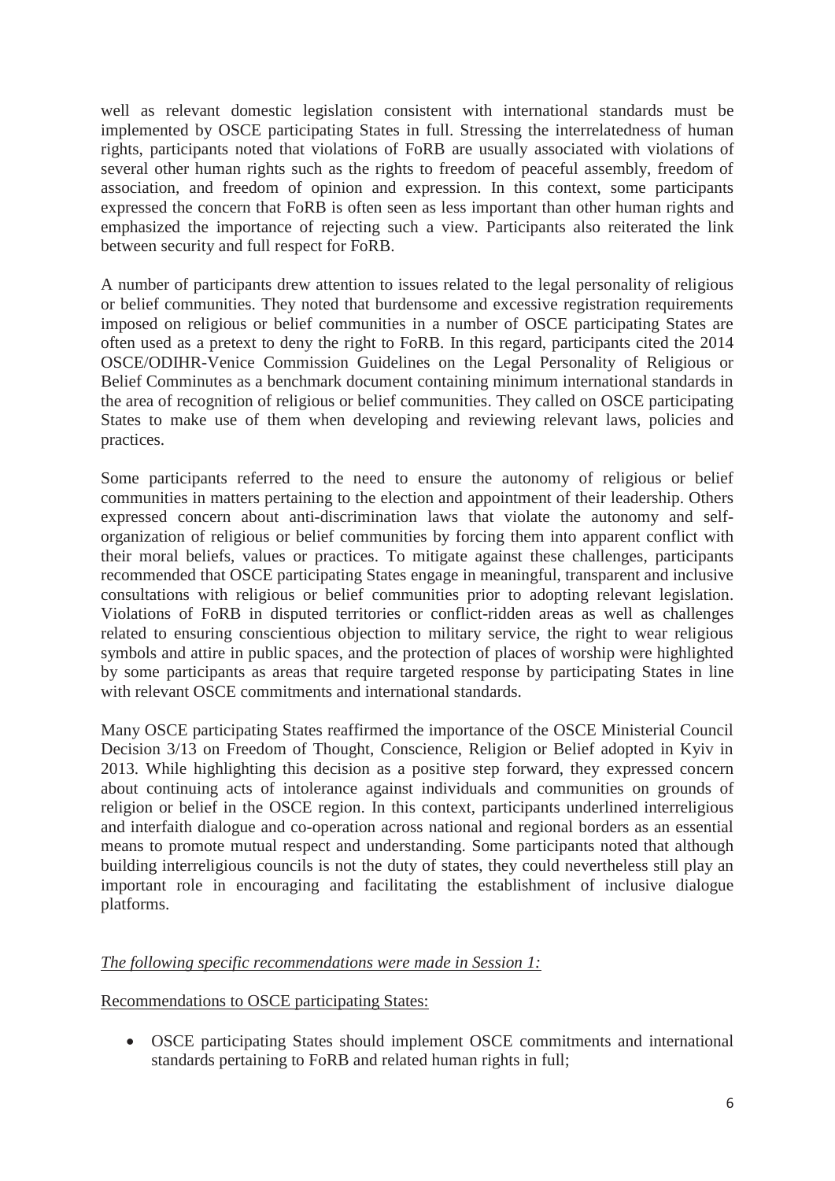well as relevant domestic legislation consistent with international standards must be implemented by OSCE participating States in full. Stressing the interrelatedness of human rights, participants noted that violations of FoRB are usually associated with violations of several other human rights such as the rights to freedom of peaceful assembly, freedom of association, and freedom of opinion and expression. In this context, some participants expressed the concern that FoRB is often seen as less important than other human rights and emphasized the importance of rejecting such a view. Participants also reiterated the link between security and full respect for FoRB.

A number of participants drew attention to issues related to the legal personality of religious or belief communities. They noted that burdensome and excessive registration requirements imposed on religious or belief communities in a number of OSCE participating States are often used as a pretext to deny the right to FoRB. In this regard, participants cited the 2014 OSCE/ODIHR-Venice Commission Guidelines on the Legal Personality of Religious or Belief Comminutes as a benchmark document containing minimum international standards in the area of recognition of religious or belief communities. They called on OSCE participating States to make use of them when developing and reviewing relevant laws, policies and practices.

Some participants referred to the need to ensure the autonomy of religious or belief communities in matters pertaining to the election and appointment of their leadership. Others expressed concern about anti-discrimination laws that violate the autonomy and self-organization of religious or belief communities by forcing them into apparent conflict with their moral beliefs, values or practices. To mitigate against these challenges, participants recommended that OSCE participating States engage in meaningful, transparent and inclusive consultations with religious or belief communities prior to adopting relevant legislation. Violations of FoRB in disputed territories or conflict-ridden areas as well as challenges related to ensuring conscientious objection to military service, the right to wear religious symbols and attire in public spaces, and the protection of places of worship were highlighted by some participants as areas that require targeted response by participating States in line with relevant OSCE commitments and international standards.

Many OSCE participating States reaffirmed the importance of the OSCE Ministerial Council Decision 3/13 on Freedom of Thought, Conscience, Religion or Belief adopted in Kyiv in 2013. While highlighting this decision as a positive step forward, they expressed concern about continuing acts of intolerance against individuals and communities on grounds of religion or belief in the OSCE region. In this context, participants underlined interreligious and interfaith dialogue and co-operation across national and regional borders as an essential means to promote mutual respect and understanding. Some participants noted that although building interreligious councils is not the duty of states, they could nevertheless still play an important role in encouraging and facilitating the establishment of inclusive dialogue platforms.

*The following specific recommendations were made in Session 1:*

Recommendations to OSCE participating States:

- OSCE participating States should implement OSCE commitments and international standards pertaining to FoRB and related human rights in full;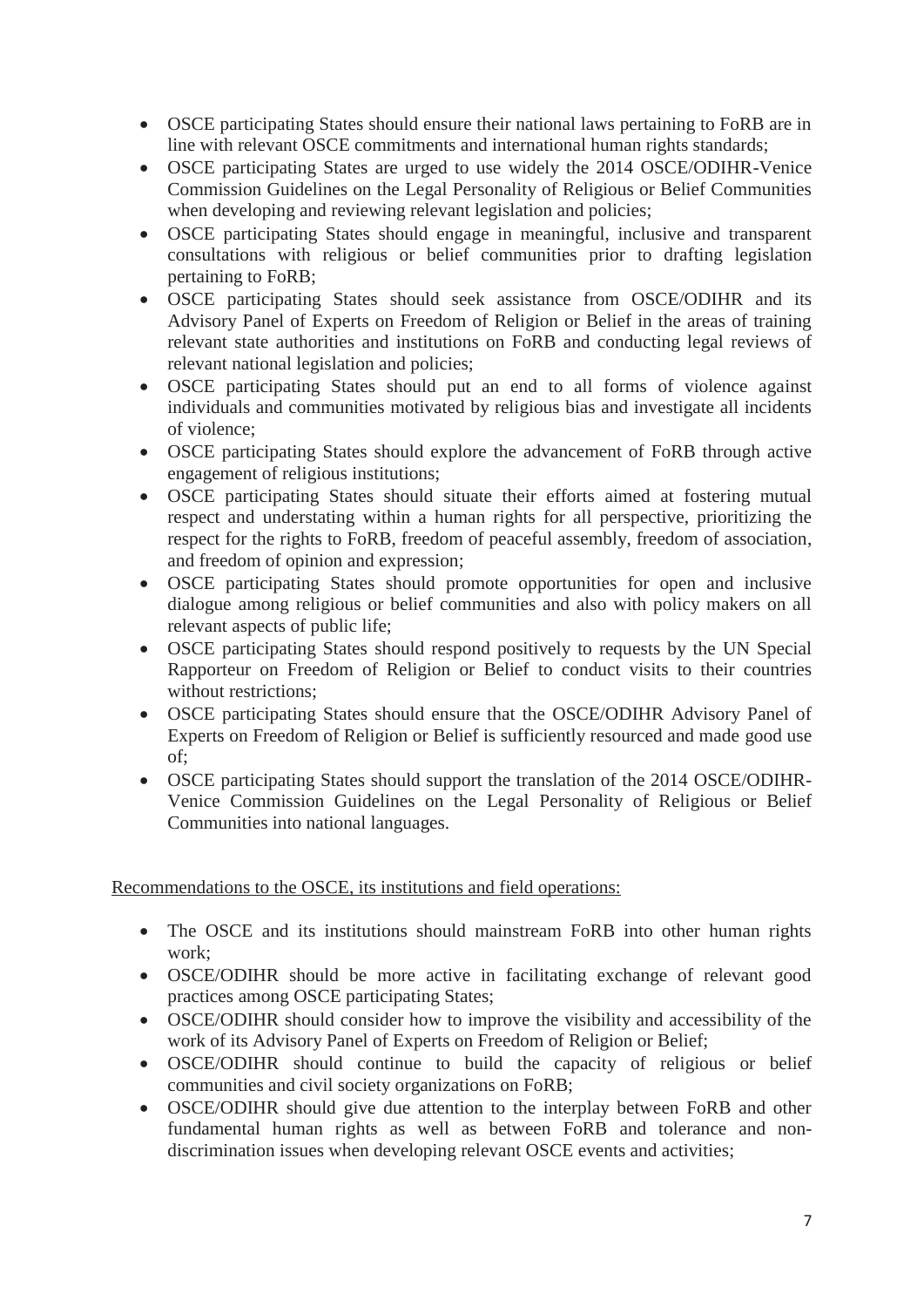- OSCE participating States should ensure their national laws pertaining to FoRB are in line with relevant OSCE commitments and international human rights standards;
- OSCE participating States are urged to use widely the 2014 OSCE/ODIHR-Venice Commission Guidelines on the Legal Personality of Religious or Belief Communities when developing and reviewing relevant legislation and policies;
- OSCE participating States should engage in meaningful, inclusive and transparent consultations with religious or belief communities prior to drafting legislation pertaining to FoRB;
- OSCE participating States should seek assistance from OSCE/ODIHR and its Advisory Panel of Experts on Freedom of Religion or Belief in the areas of training relevant state authorities and institutions on FoRB and conducting legal reviews of relevant national legislation and policies;
- OSCE participating States should put an end to all forms of violence against individuals and communities motivated by religious bias and investigate all incidents of violence;
- OSCE participating States should explore the advancement of FoRB through active engagement of religious institutions;
- OSCE participating States should situate their efforts aimed at fostering mutual respect and understating within a human rights for all perspective, prioritizing the respect for the rights to FoRB, freedom of peaceful assembly, freedom of association, and freedom of opinion and expression;
- OSCE participating States should promote opportunities for open and inclusive dialogue among religious or belief communities and also with policy makers on all relevant aspects of public life;
- OSCE participating States should respond positively to requests by the UN Special Rapporteur on Freedom of Religion or Belief to conduct visits to their countries without restrictions;
- OSCE participating States should ensure that the OSCE/ODIHR Advisory Panel of Experts on Freedom of Religion or Belief is sufficiently resourced and made good use of;
- OSCE participating States should support the translation of the 2014 OSCE/ODIHR-Venice Commission Guidelines on the Legal Personality of Religious or Belief Communities into national languages.

<u>Recommendations to the OSCE, its institutions and field operations:</u>

- The OSCE and its institutions should mainstream FoRB into other human rights work;
- OSCE/ODIHR should be more active in facilitating exchange of relevant good practices among OSCE participating States;
- OSCE/ODIHR should consider how to improve the visibility and accessibility of the work of its Advisory Panel of Experts on Freedom of Religion or Belief;
- OSCE/ODIHR should continue to build the capacity of religious or belief communities and civil society organizations on FoRB;
- OSCE/ODIHR should give due attention to the interplay between FoRB and other fundamental human rights as well as between FoRB and tolerance and non-discrimination issues when developing relevant OSCE events and activities;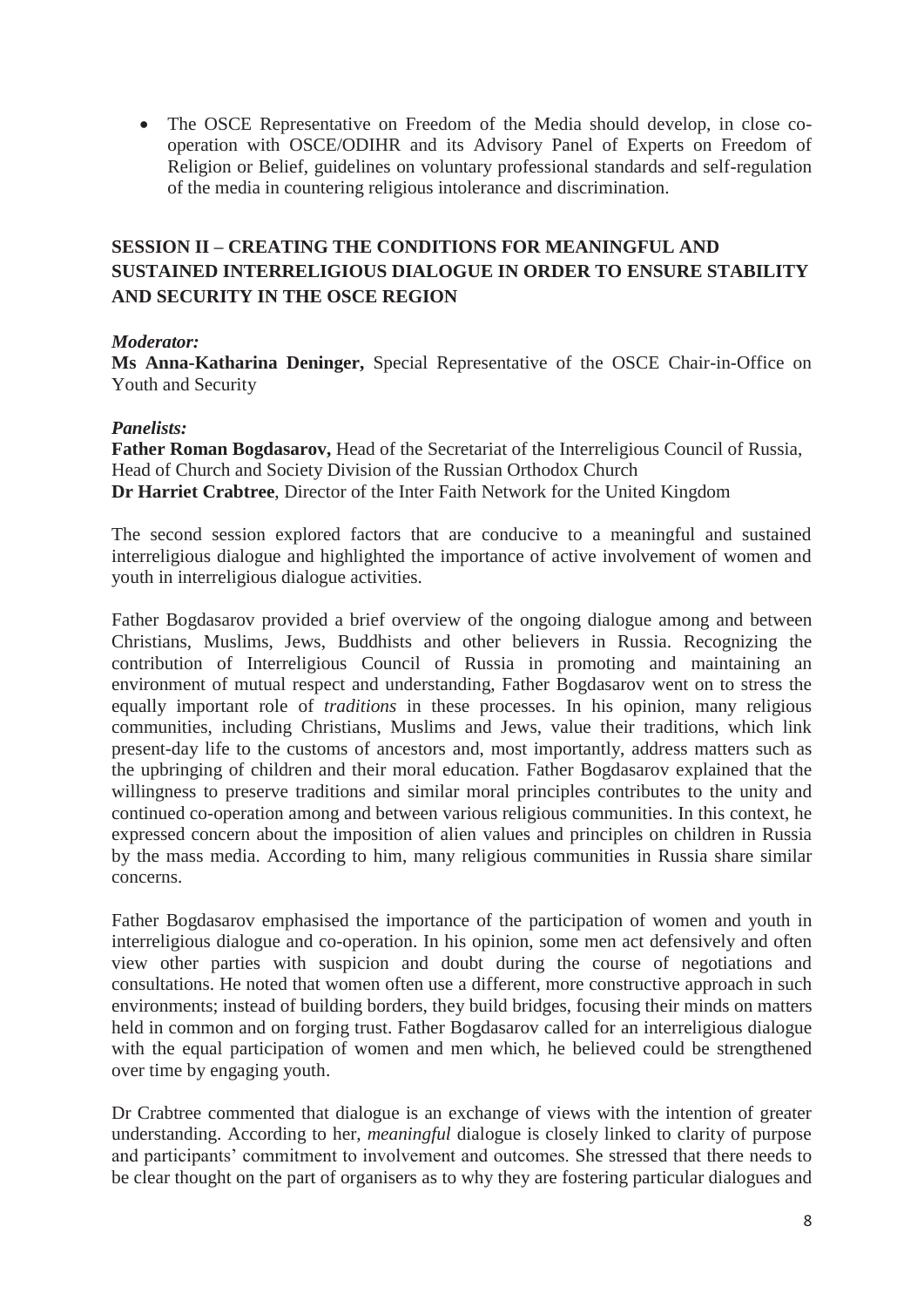- The OSCE Representative on Freedom of the Media should develop, in close co-operation with OSCE/ODIHR and its Advisory Panel of Experts on Freedom of Religion or Belief, guidelines on voluntary professional standards and self-regulation of the media in countering religious intolerance and discrimination.

## SESSION II – CREATING THE CONDITIONS FOR MEANINGFUL AND SUSTAINED INTERRELIGIOUS DIALOGUE IN ORDER TO ENSURE STABILITY AND SECURITY IN THE OSCE REGION

***Moderator:***
**Ms Anna-Katharina Deninger,** Special Representative of the OSCE Chair-in-Office on Youth and Security

***Panelists:***
**Father Roman Bogdasarov,** Head of the Secretariat of the Interreligious Council of Russia, Head of Church and Society Division of the Russian Orthodox Church
**Dr Harriet Crabtree**, Director of the Inter Faith Network for the United Kingdom

The second session explored factors that are conducive to a meaningful and sustained interreligious dialogue and highlighted the importance of active involvement of women and youth in interreligious dialogue activities.

Father Bogdasarov provided a brief overview of the ongoing dialogue among and between Christians, Muslims, Jews, Buddhists and other believers in Russia. Recognizing the contribution of Interreligious Council of Russia in promoting and maintaining an environment of mutual respect and understanding, Father Bogdasarov went on to stress the equally important role of *traditions* in these processes. In his opinion, many religious communities, including Christians, Muslims and Jews, value their traditions, which link present-day life to the customs of ancestors and, most importantly, address matters such as the upbringing of children and their moral education. Father Bogdasarov explained that the willingness to preserve traditions and similar moral principles contributes to the unity and continued co-operation among and between various religious communities. In this context, he expressed concern about the imposition of alien values and principles on children in Russia by the mass media. According to him, many religious communities in Russia share similar concerns.

Father Bogdasarov emphasised the importance of the participation of women and youth in interreligious dialogue and co-operation. In his opinion, some men act defensively and often view other parties with suspicion and doubt during the course of negotiations and consultations. He noted that women often use a different, more constructive approach in such environments; instead of building borders, they build bridges, focusing their minds on matters held in common and on forging trust. Father Bogdasarov called for an interreligious dialogue with the equal participation of women and men which, he believed could be strengthened over time by engaging youth.

Dr Crabtree commented that dialogue is an exchange of views with the intention of greater understanding. According to her, *meaningful* dialogue is closely linked to clarity of purpose and participants' commitment to involvement and outcomes. She stressed that there needs to be clear thought on the part of organisers as to why they are fostering particular dialogues and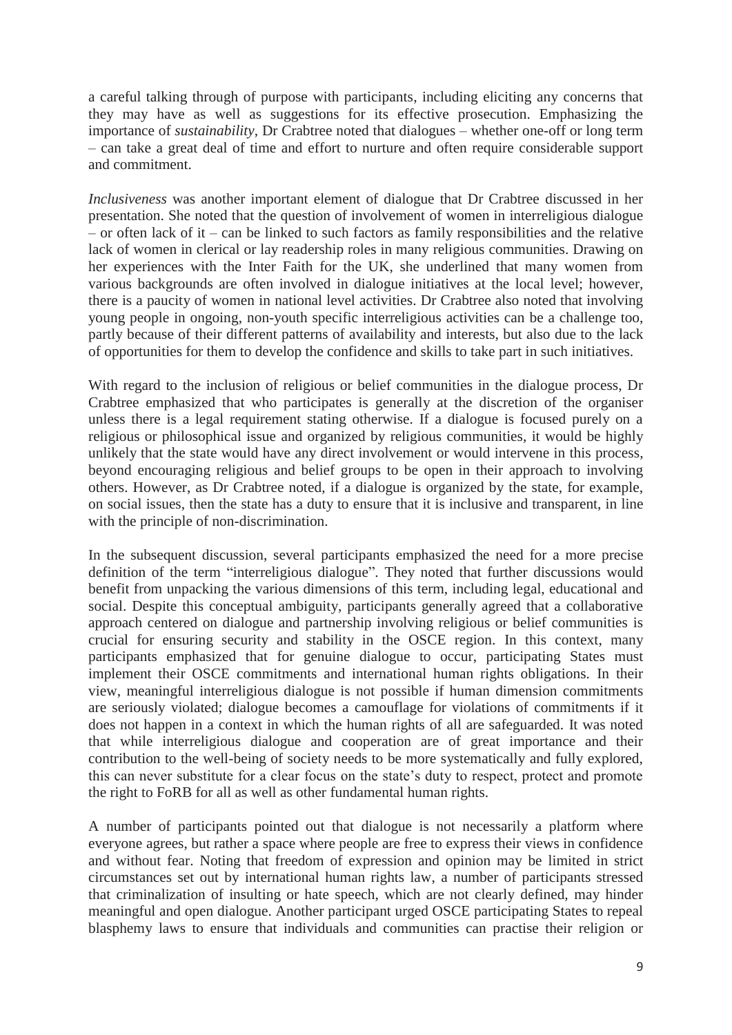a careful talking through of purpose with participants, including eliciting any concerns that they may have as well as suggestions for its effective prosecution. Emphasizing the importance of *sustainability*, Dr Crabtree noted that dialogues – whether one-off or long term – can take a great deal of time and effort to nurture and often require considerable support and commitment.

*Inclusiveness* was another important element of dialogue that Dr Crabtree discussed in her presentation. She noted that the question of involvement of women in interreligious dialogue – or often lack of it – can be linked to such factors as family responsibilities and the relative lack of women in clerical or lay readership roles in many religious communities. Drawing on her experiences with the Inter Faith for the UK, she underlined that many women from various backgrounds are often involved in dialogue initiatives at the local level; however, there is a paucity of women in national level activities. Dr Crabtree also noted that involving young people in ongoing, non-youth specific interreligious activities can be a challenge too, partly because of their different patterns of availability and interests, but also due to the lack of opportunities for them to develop the confidence and skills to take part in such initiatives.

With regard to the inclusion of religious or belief communities in the dialogue process, Dr Crabtree emphasized that who participates is generally at the discretion of the organiser unless there is a legal requirement stating otherwise. If a dialogue is focused purely on a religious or philosophical issue and organized by religious communities, it would be highly unlikely that the state would have any direct involvement or would intervene in this process, beyond encouraging religious and belief groups to be open in their approach to involving others. However, as Dr Crabtree noted, if a dialogue is organized by the state, for example, on social issues, then the state has a duty to ensure that it is inclusive and transparent, in line with the principle of non-discrimination.

In the subsequent discussion, several participants emphasized the need for a more precise definition of the term "interreligious dialogue". They noted that further discussions would benefit from unpacking the various dimensions of this term, including legal, educational and social. Despite this conceptual ambiguity, participants generally agreed that a collaborative approach centered on dialogue and partnership involving religious or belief communities is crucial for ensuring security and stability in the OSCE region. In this context, many participants emphasized that for genuine dialogue to occur, participating States must implement their OSCE commitments and international human rights obligations. In their view, meaningful interreligious dialogue is not possible if human dimension commitments are seriously violated; dialogue becomes a camouflage for violations of commitments if it does not happen in a context in which the human rights of all are safeguarded. It was noted that while interreligious dialogue and cooperation are of great importance and their contribution to the well-being of society needs to be more systematically and fully explored, this can never substitute for a clear focus on the state's duty to respect, protect and promote the right to FoRB for all as well as other fundamental human rights.

A number of participants pointed out that dialogue is not necessarily a platform where everyone agrees, but rather a space where people are free to express their views in confidence and without fear. Noting that freedom of expression and opinion may be limited in strict circumstances set out by international human rights law, a number of participants stressed that criminalization of insulting or hate speech, which are not clearly defined, may hinder meaningful and open dialogue. Another participant urged OSCE participating States to repeal blasphemy laws to ensure that individuals and communities can practise their religion or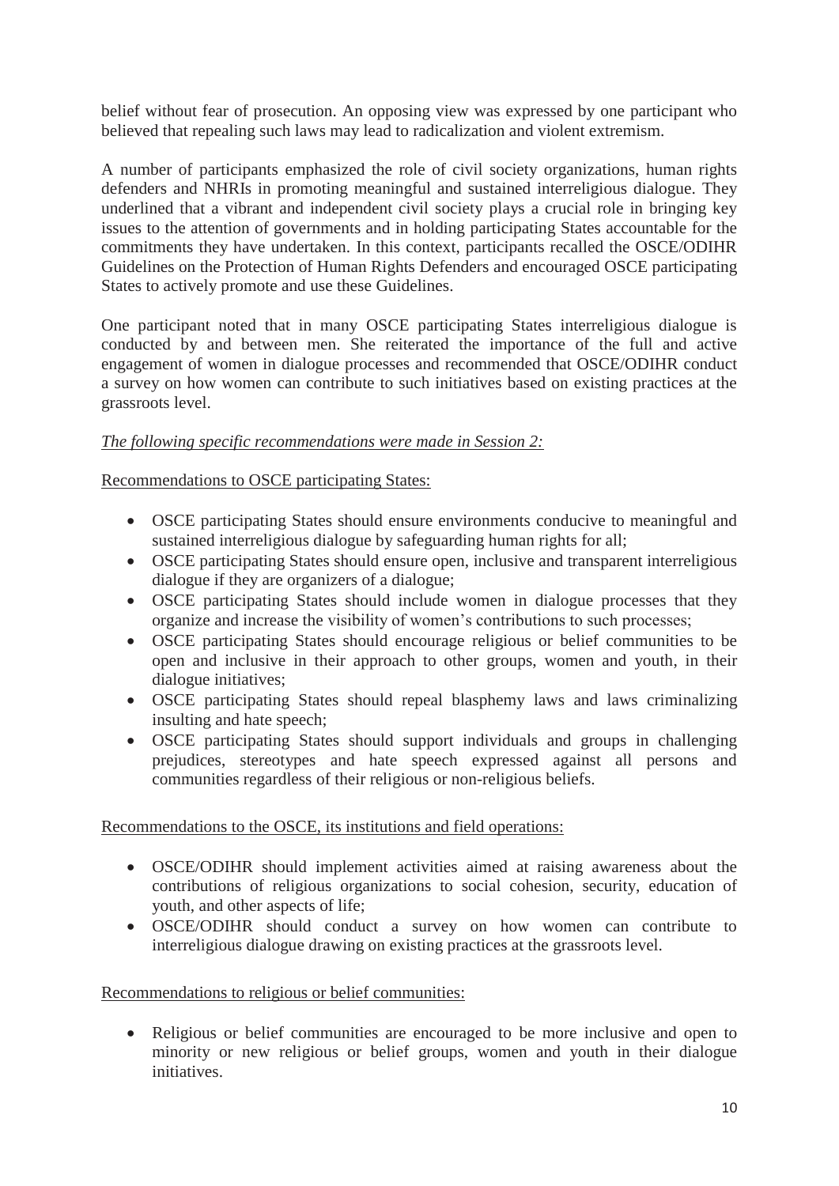belief without fear of prosecution. An opposing view was expressed by one participant who believed that repealing such laws may lead to radicalization and violent extremism.

A number of participants emphasized the role of civil society organizations, human rights defenders and NHRIs in promoting meaningful and sustained interreligious dialogue. They underlined that a vibrant and independent civil society plays a crucial role in bringing key issues to the attention of governments and in holding participating States accountable for the commitments they have undertaken. In this context, participants recalled the OSCE/ODIHR Guidelines on the Protection of Human Rights Defenders and encouraged OSCE participating States to actively promote and use these Guidelines.

One participant noted that in many OSCE participating States interreligious dialogue is conducted by and between men. She reiterated the importance of the full and active engagement of women in dialogue processes and recommended that OSCE/ODIHR conduct a survey on how women can contribute to such initiatives based on existing practices at the grassroots level.

*The following specific recommendations were made in Session 2:*

Recommendations to OSCE participating States:

- OSCE participating States should ensure environments conducive to meaningful and sustained interreligious dialogue by safeguarding human rights for all;
- OSCE participating States should ensure open, inclusive and transparent interreligious dialogue if they are organizers of a dialogue;
- OSCE participating States should include women in dialogue processes that they organize and increase the visibility of women's contributions to such processes;
- OSCE participating States should encourage religious or belief communities to be open and inclusive in their approach to other groups, women and youth, in their dialogue initiatives;
- OSCE participating States should repeal blasphemy laws and laws criminalizing insulting and hate speech;
- OSCE participating States should support individuals and groups in challenging prejudices, stereotypes and hate speech expressed against all persons and communities regardless of their religious or non-religious beliefs.

Recommendations to the OSCE, its institutions and field operations:

- OSCE/ODIHR should implement activities aimed at raising awareness about the contributions of religious organizations to social cohesion, security, education of youth, and other aspects of life;
- OSCE/ODIHR should conduct a survey on how women can contribute to interreligious dialogue drawing on existing practices at the grassroots level.

Recommendations to religious or belief communities:

- Religious or belief communities are encouraged to be more inclusive and open to minority or new religious or belief groups, women and youth in their dialogue initiatives.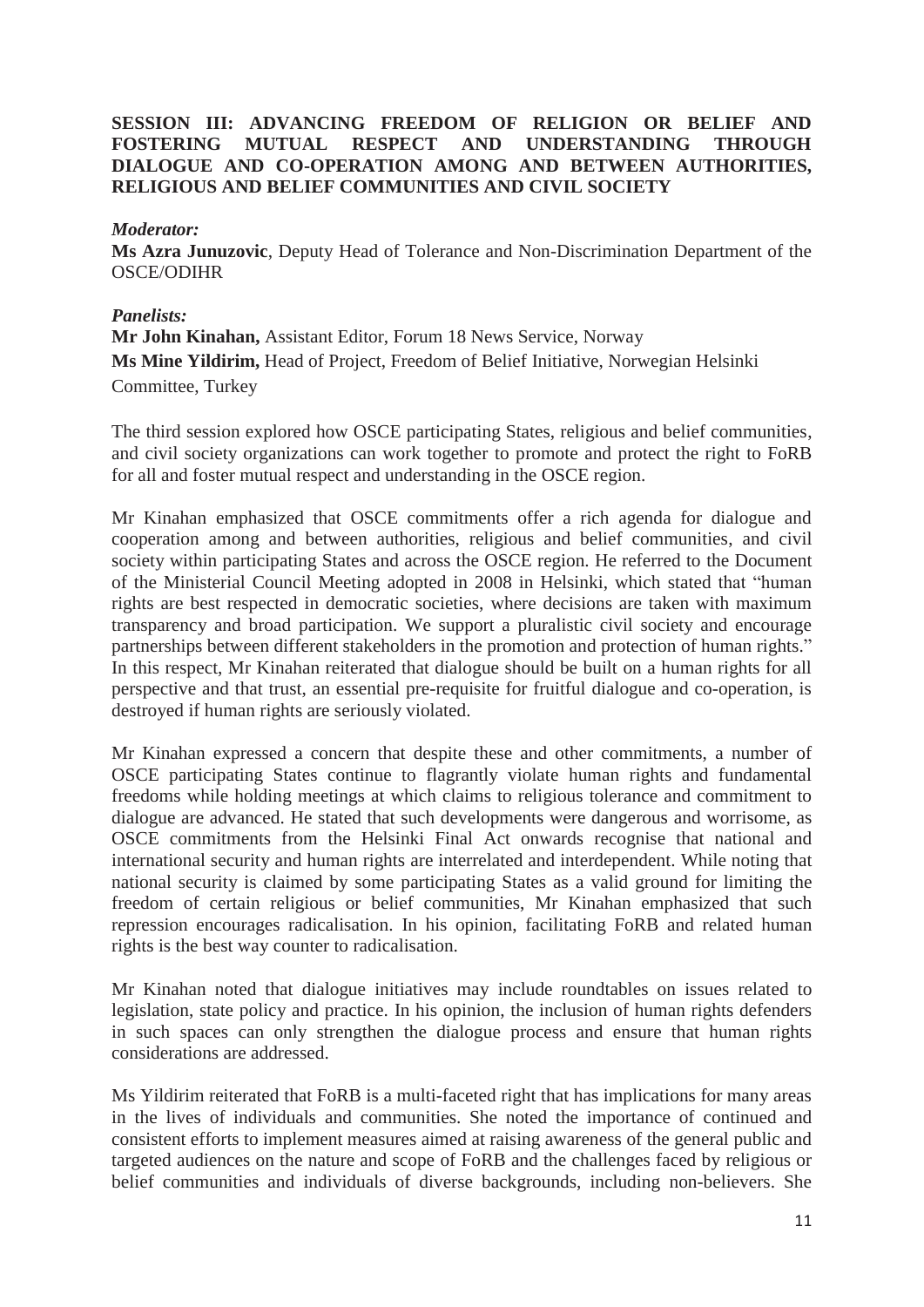## SESSION III: ADVANCING FREEDOM OF RELIGION OR BELIEF AND FOSTERING MUTUAL RESPECT AND UNDERSTANDING THROUGH DIALOGUE AND CO-OPERATION AMONG AND BETWEEN AUTHORITIES, RELIGIOUS AND BELIEF COMMUNITIES AND CIVIL SOCIETY

***Moderator:***
**Ms Azra Junuzovic**, Deputy Head of Tolerance and Non-Discrimination Department of the OSCE/ODIHR

***Panelists:***
**Mr John Kinahan,** Assistant Editor, Forum 18 News Service, Norway
**Ms Mine Yildirim,** Head of Project, Freedom of Belief Initiative, Norwegian Helsinki Committee, Turkey

The third session explored how OSCE participating States, religious and belief communities, and civil society organizations can work together to promote and protect the right to FoRB for all and foster mutual respect and understanding in the OSCE region.

Mr Kinahan emphasized that OSCE commitments offer a rich agenda for dialogue and cooperation among and between authorities, religious and belief communities, and civil society within participating States and across the OSCE region. He referred to the Document of the Ministerial Council Meeting adopted in 2008 in Helsinki, which stated that "human rights are best respected in democratic societies, where decisions are taken with maximum transparency and broad participation. We support a pluralistic civil society and encourage partnerships between different stakeholders in the promotion and protection of human rights." In this respect, Mr Kinahan reiterated that dialogue should be built on a human rights for all perspective and that trust, an essential pre-requisite for fruitful dialogue and co-operation, is destroyed if human rights are seriously violated.

Mr Kinahan expressed a concern that despite these and other commitments, a number of OSCE participating States continue to flagrantly violate human rights and fundamental freedoms while holding meetings at which claims to religious tolerance and commitment to dialogue are advanced. He stated that such developments were dangerous and worrisome, as OSCE commitments from the Helsinki Final Act onwards recognise that national and international security and human rights are interrelated and interdependent. While noting that national security is claimed by some participating States as a valid ground for limiting the freedom of certain religious or belief communities, Mr Kinahan emphasized that such repression encourages radicalisation. In his opinion, facilitating FoRB and related human rights is the best way counter to radicalisation.

Mr Kinahan noted that dialogue initiatives may include roundtables on issues related to legislation, state policy and practice. In his opinion, the inclusion of human rights defenders in such spaces can only strengthen the dialogue process and ensure that human rights considerations are addressed.

Ms Yildirim reiterated that FoRB is a multi-faceted right that has implications for many areas in the lives of individuals and communities. She noted the importance of continued and consistent efforts to implement measures aimed at raising awareness of the general public and targeted audiences on the nature and scope of FoRB and the challenges faced by religious or belief communities and individuals of diverse backgrounds, including non-believers. She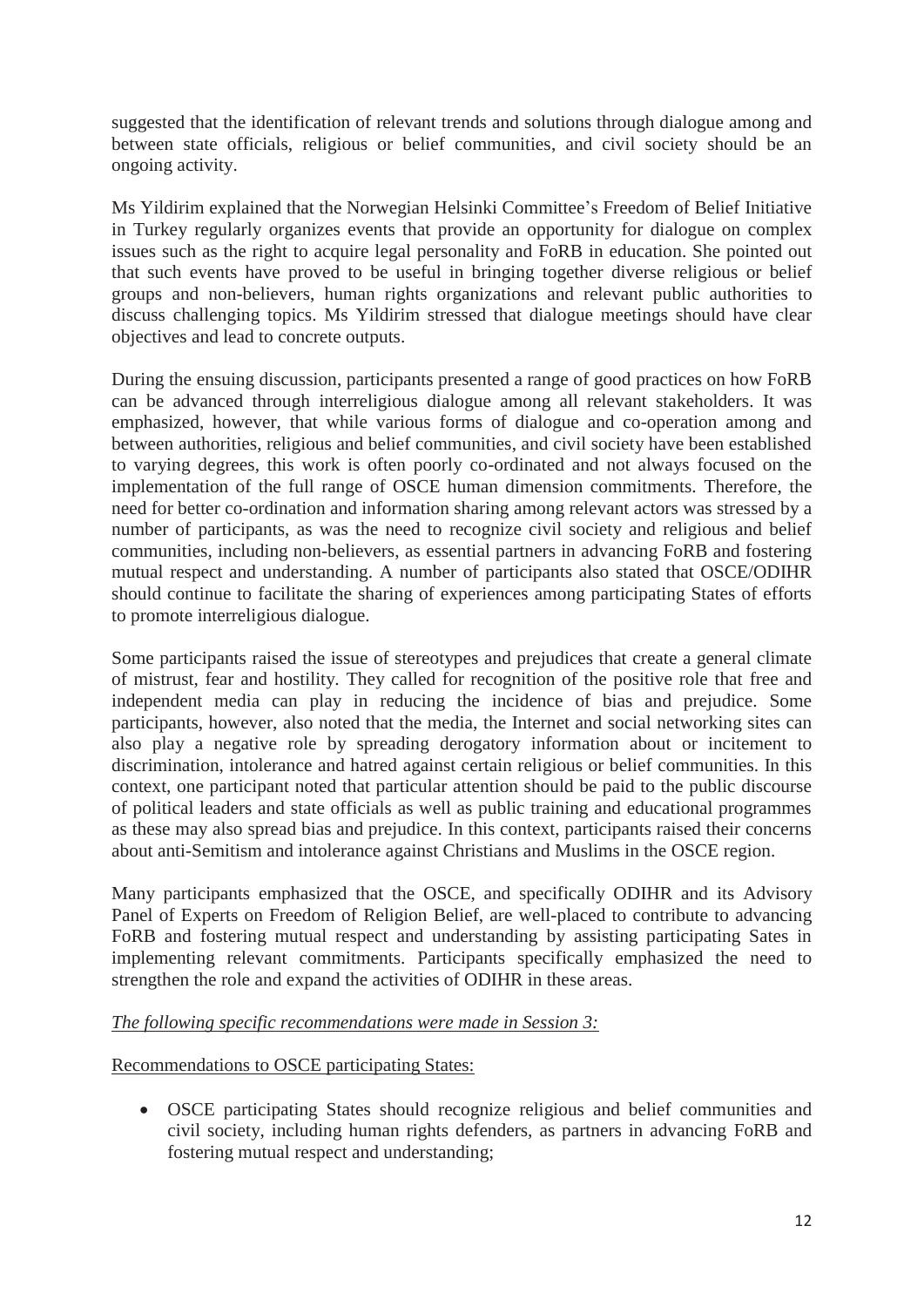suggested that the identification of relevant trends and solutions through dialogue among and between state officials, religious or belief communities, and civil society should be an ongoing activity.

Ms Yildirim explained that the Norwegian Helsinki Committee's Freedom of Belief Initiative in Turkey regularly organizes events that provide an opportunity for dialogue on complex issues such as the right to acquire legal personality and FoRB in education. She pointed out that such events have proved to be useful in bringing together diverse religious or belief groups and non-believers, human rights organizations and relevant public authorities to discuss challenging topics. Ms Yildirim stressed that dialogue meetings should have clear objectives and lead to concrete outputs.

During the ensuing discussion, participants presented a range of good practices on how FoRB can be advanced through interreligious dialogue among all relevant stakeholders. It was emphasized, however, that while various forms of dialogue and co-operation among and between authorities, religious and belief communities, and civil society have been established to varying degrees, this work is often poorly co-ordinated and not always focused on the implementation of the full range of OSCE human dimension commitments. Therefore, the need for better co-ordination and information sharing among relevant actors was stressed by a number of participants, as was the need to recognize civil society and religious and belief communities, including non-believers, as essential partners in advancing FoRB and fostering mutual respect and understanding. A number of participants also stated that OSCE/ODIHR should continue to facilitate the sharing of experiences among participating States of efforts to promote interreligious dialogue.

Some participants raised the issue of stereotypes and prejudices that create a general climate of mistrust, fear and hostility. They called for recognition of the positive role that free and independent media can play in reducing the incidence of bias and prejudice. Some participants, however, also noted that the media, the Internet and social networking sites can also play a negative role by spreading derogatory information about or incitement to discrimination, intolerance and hatred against certain religious or belief communities. In this context, one participant noted that particular attention should be paid to the public discourse of political leaders and state officials as well as public training and educational programmes as these may also spread bias and prejudice. In this context, participants raised their concerns about anti-Semitism and intolerance against Christians and Muslims in the OSCE region.

Many participants emphasized that the OSCE, and specifically ODIHR and its Advisory Panel of Experts on Freedom of Religion Belief, are well-placed to contribute to advancing FoRB and fostering mutual respect and understanding by assisting participating Sates in implementing relevant commitments. Participants specifically emphasized the need to strengthen the role and expand the activities of ODIHR in these areas.

*The following specific recommendations were made in Session 3:*

Recommendations to OSCE participating States:

- OSCE participating States should recognize religious and belief communities and civil society, including human rights defenders, as partners in advancing FoRB and fostering mutual respect and understanding;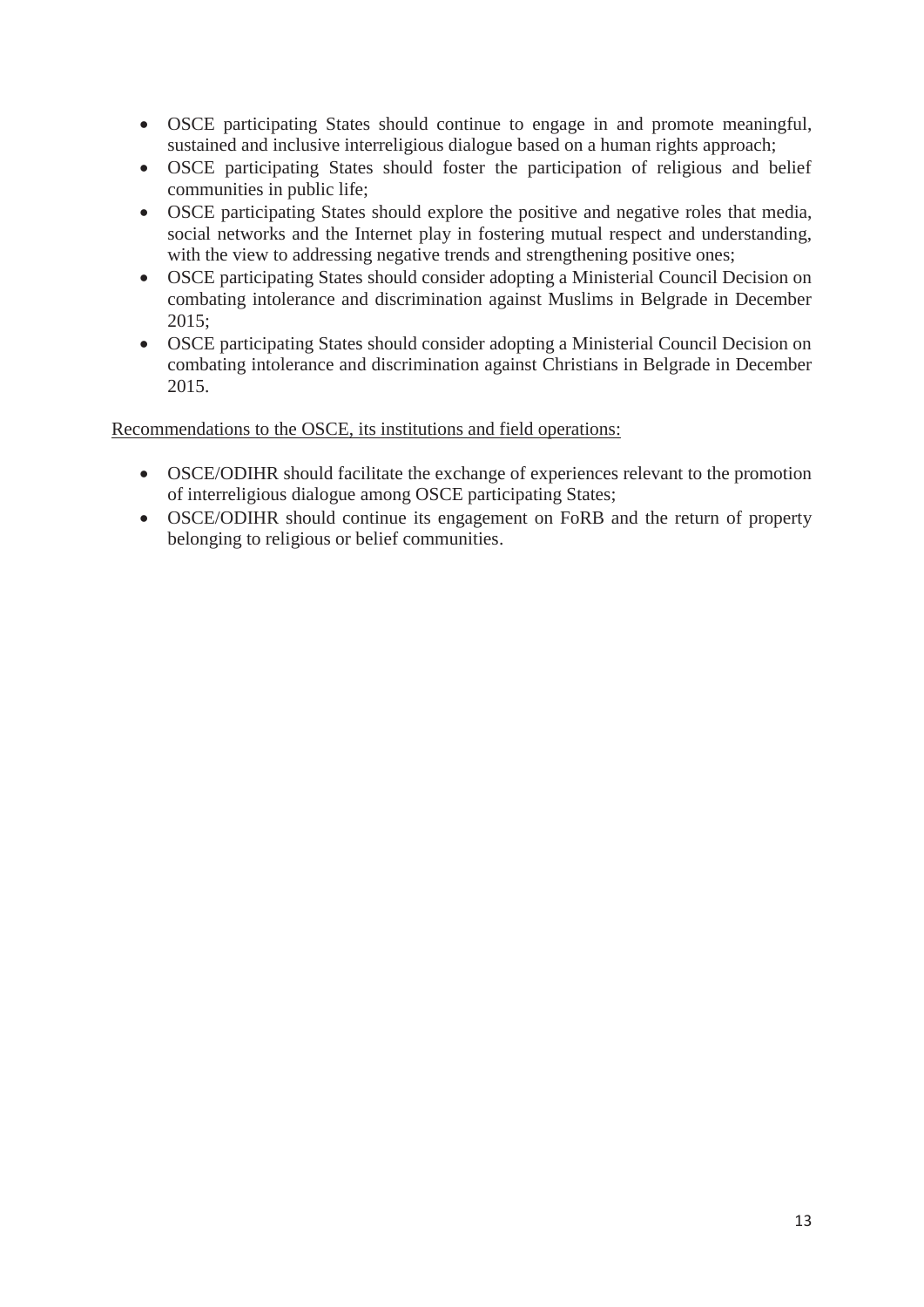- OSCE participating States should continue to engage in and promote meaningful, sustained and inclusive interreligious dialogue based on a human rights approach;
- OSCE participating States should foster the participation of religious and belief communities in public life;
- OSCE participating States should explore the positive and negative roles that media, social networks and the Internet play in fostering mutual respect and understanding, with the view to addressing negative trends and strengthening positive ones;
- OSCE participating States should consider adopting a Ministerial Council Decision on combating intolerance and discrimination against Muslims in Belgrade in December 2015;
- OSCE participating States should consider adopting a Ministerial Council Decision on combating intolerance and discrimination against Christians in Belgrade in December 2015.

Recommendations to the OSCE, its institutions and field operations:

- OSCE/ODIHR should facilitate the exchange of experiences relevant to the promotion of interreligious dialogue among OSCE participating States;
- OSCE/ODIHR should continue its engagement on FoRB and the return of property belonging to religious or belief communities.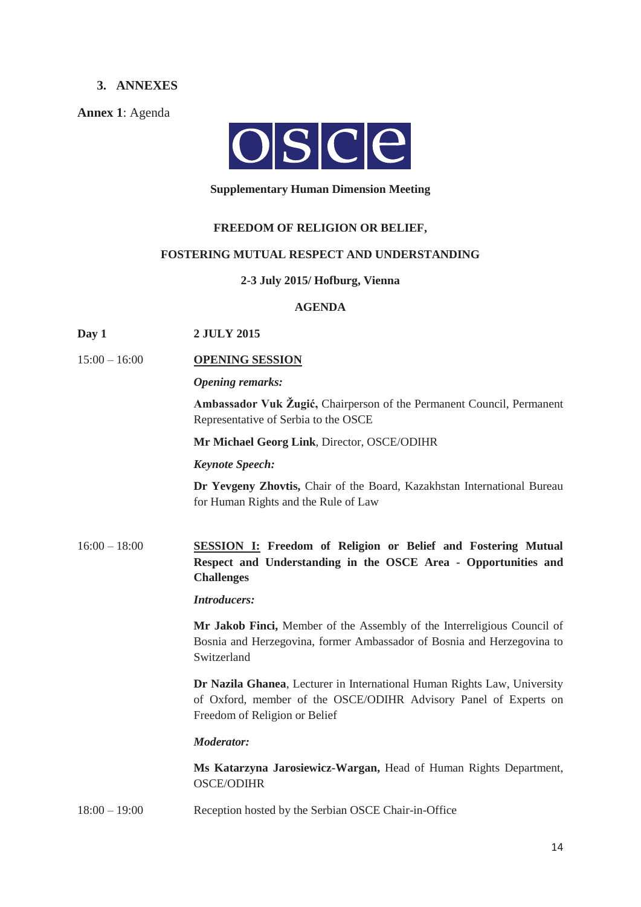## 3. ANNEXES

**Annex 1**: Agenda

**Supplementary Human Dimension Meeting**

**FREEDOM OF RELIGION OR BELIEF,**

**FOSTERING MUTUAL RESPECT AND UNDERSTANDING**

**2-3 July 2015/ Hofburg, Vienna**

**AGENDA**

**Day 1** **2 JULY 2015**

15:00 – 16:00 **OPENING SESSION**

*Opening remarks:*

**Ambassador Vuk Žugić,** Chairperson of the Permanent Council, Permanent Representative of Serbia to the OSCE

**Mr Michael Georg Link**, Director, OSCE/ODIHR

*Keynote Speech:*

**Dr Yevgeny Zhovtis,** Chair of the Board, Kazakhstan International Bureau for Human Rights and the Rule of Law

16:00 – 18:00 **SESSION I: Freedom of Religion or Belief and Fostering Mutual Respect and Understanding in the OSCE Area - Opportunities and Challenges**

*Introducers:*

**Mr Jakob Finci,** Member of the Assembly of the Interreligious Council of Bosnia and Herzegovina, former Ambassador of Bosnia and Herzegovina to Switzerland

**Dr Nazila Ghanea**, Lecturer in International Human Rights Law, University of Oxford, member of the OSCE/ODIHR Advisory Panel of Experts on Freedom of Religion or Belief

*Moderator:*

**Ms Katarzyna Jarosiewicz-Wargan,** Head of Human Rights Department, OSCE/ODIHR

18:00 – 19:00 Reception hosted by the Serbian OSCE Chair-in-Office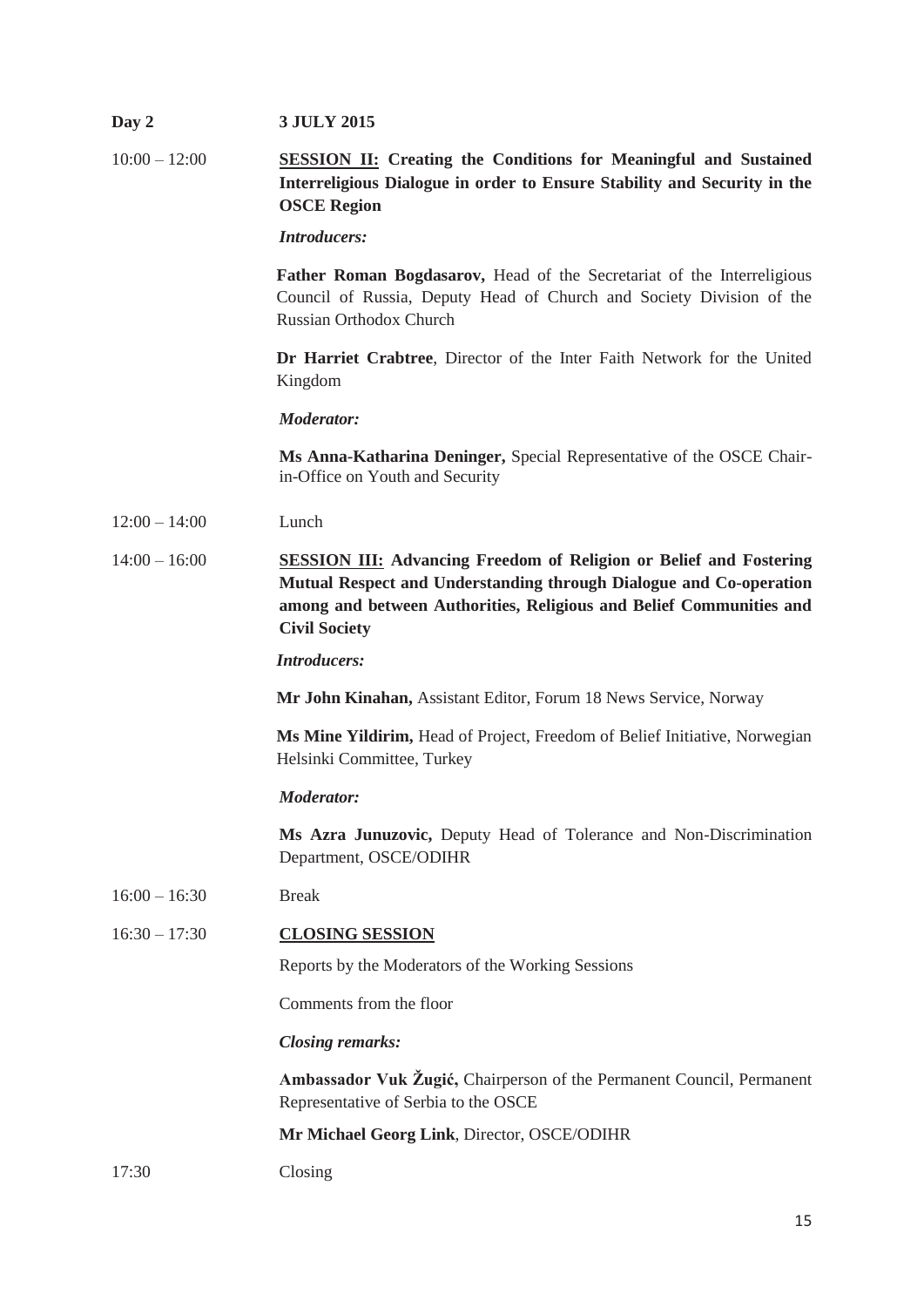**Day 2** **3 JULY 2015**

10:00 – 12:00 **SESSION II: Creating the Conditions for Meaningful and Sustained Interreligious Dialogue in order to Ensure Stability and Security in the OSCE Region**

***Introducers:***

**Father Roman Bogdasarov,** Head of the Secretariat of the Interreligious Council of Russia, Deputy Head of Church and Society Division of the Russian Orthodox Church

**Dr Harriet Crabtree**, Director of the Inter Faith Network for the United Kingdom

***Moderator:***

**Ms Anna-Katharina Deninger,** Special Representative of the OSCE Chair-in-Office on Youth and Security

12:00 – 14:00 Lunch

14:00 – 16:00 **SESSION III: Advancing Freedom of Religion or Belief and Fostering Mutual Respect and Understanding through Dialogue and Co-operation among and between Authorities, Religious and Belief Communities and Civil Society**

***Introducers:***

**Mr John Kinahan,** Assistant Editor, Forum 18 News Service, Norway

**Ms Mine Yildirim,** Head of Project, Freedom of Belief Initiative, Norwegian Helsinki Committee, Turkey

***Moderator:***

**Ms Azra Junuzovic,** Deputy Head of Tolerance and Non-Discrimination Department, OSCE/ODIHR

16:00 – 16:30 Break

16:30 – 17:30 **CLOSING SESSION**

Reports by the Moderators of the Working Sessions

Comments from the floor

***Closing remarks:***

**Ambassador Vuk Žugić,** Chairperson of the Permanent Council, Permanent Representative of Serbia to the OSCE

**Mr Michael Georg Link**, Director, OSCE/ODIHR

17:30 Closing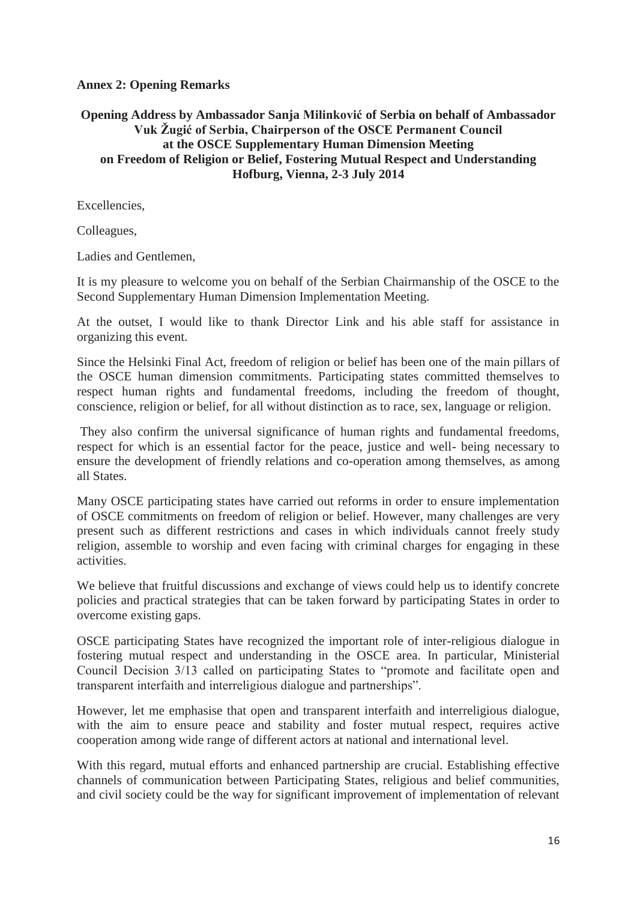**Annex 2: Opening Remarks**

**Opening Address by Ambassador Sanja Milinković of Serbia on behalf of Ambassador Vuk Žugić of Serbia, Chairperson of the OSCE Permanent Council at the OSCE Supplementary Human Dimension Meeting on Freedom of Religion or Belief, Fostering Mutual Respect and Understanding Hofburg, Vienna, 2-3 July 2014**

Excellencies,

Colleagues,

Ladies and Gentlemen,

It is my pleasure to welcome you on behalf of the Serbian Chairmanship of the OSCE to the Second Supplementary Human Dimension Implementation Meeting.

At the outset, I would like to thank Director Link and his able staff for assistance in organizing this event.

Since the Helsinki Final Act, freedom of religion or belief has been one of the main pillars of the OSCE human dimension commitments. Participating states committed themselves to respect human rights and fundamental freedoms, including the freedom of thought, conscience, religion or belief, for all without distinction as to race, sex, language or religion.

They also confirm the universal significance of human rights and fundamental freedoms, respect for which is an essential factor for the peace, justice and well- being necessary to ensure the development of friendly relations and co-operation among themselves, as among all States.

Many OSCE participating states have carried out reforms in order to ensure implementation of OSCE commitments on freedom of religion or belief. However, many challenges are very present such as different restrictions and cases in which individuals cannot freely study religion, assemble to worship and even facing with criminal charges for engaging in these activities.

We believe that fruitful discussions and exchange of views could help us to identify concrete policies and practical strategies that can be taken forward by participating States in order to overcome existing gaps.

OSCE participating States have recognized the important role of inter-religious dialogue in fostering mutual respect and understanding in the OSCE area. In particular, Ministerial Council Decision 3/13 called on participating States to "promote and facilitate open and transparent interfaith and interreligious dialogue and partnerships".

However, let me emphasise that open and transparent interfaith and interreligious dialogue, with the aim to ensure peace and stability and foster mutual respect, requires active cooperation among wide range of different actors at national and international level.

With this regard, mutual efforts and enhanced partnership are crucial. Establishing effective channels of communication between Participating States, religious and belief communities, and civil society could be the way for significant improvement of implementation of relevant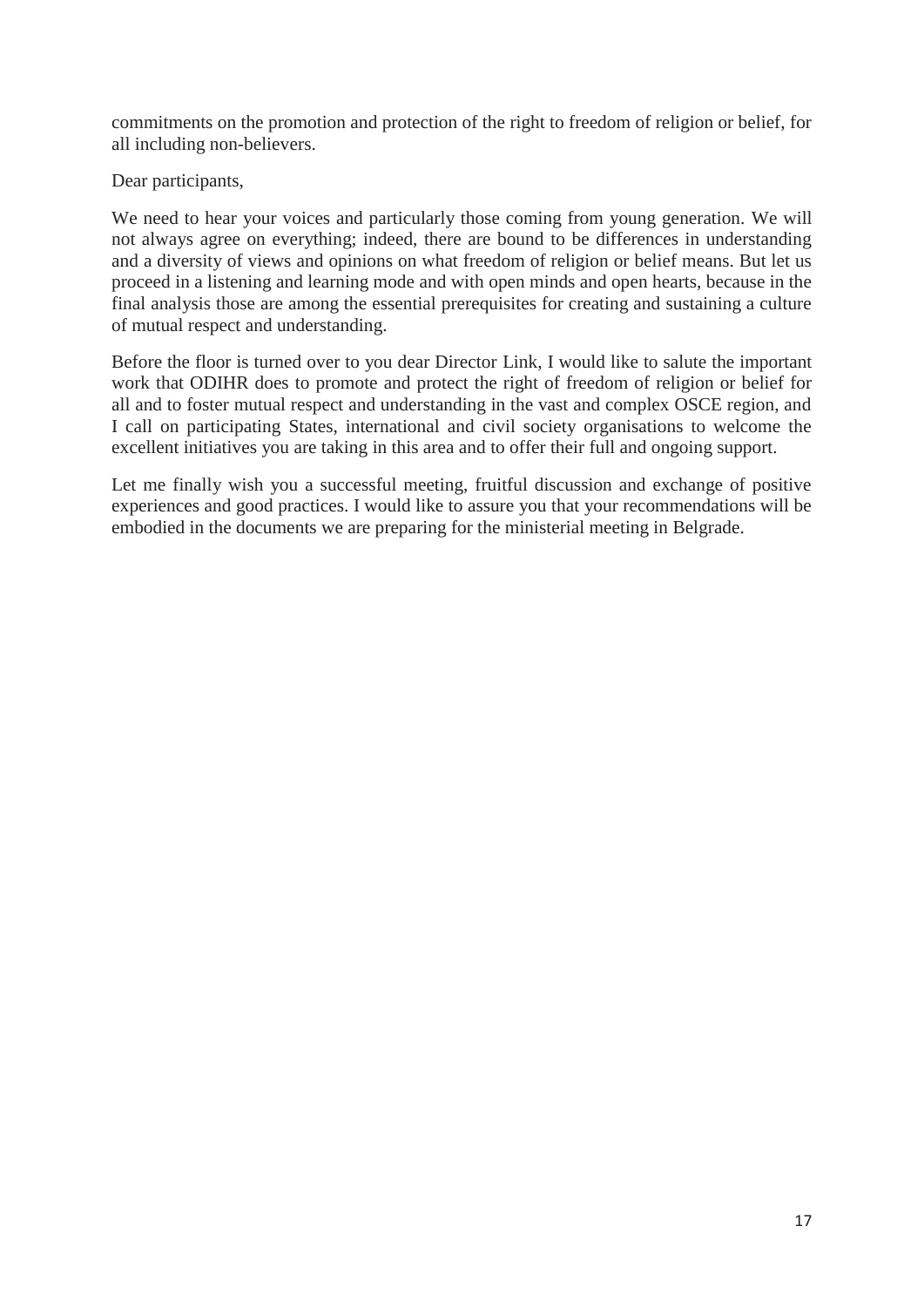commitments on the promotion and protection of the right to freedom of religion or belief, for all including non-believers.

Dear participants,

We need to hear your voices and particularly those coming from young generation. We will not always agree on everything; indeed, there are bound to be differences in understanding and a diversity of views and opinions on what freedom of religion or belief means. But let us proceed in a listening and learning mode and with open minds and open hearts, because in the final analysis those are among the essential prerequisites for creating and sustaining a culture of mutual respect and understanding.

Before the floor is turned over to you dear Director Link, I would like to salute the important work that ODIHR does to promote and protect the right of freedom of religion or belief for all and to foster mutual respect and understanding in the vast and complex OSCE region, and I call on participating States, international and civil society organisations to welcome the excellent initiatives you are taking in this area and to offer their full and ongoing support.

Let me finally wish you a successful meeting, fruitful discussion and exchange of positive experiences and good practices. I would like to assure you that your recommendations will be embodied in the documents we are preparing for the ministerial meeting in Belgrade.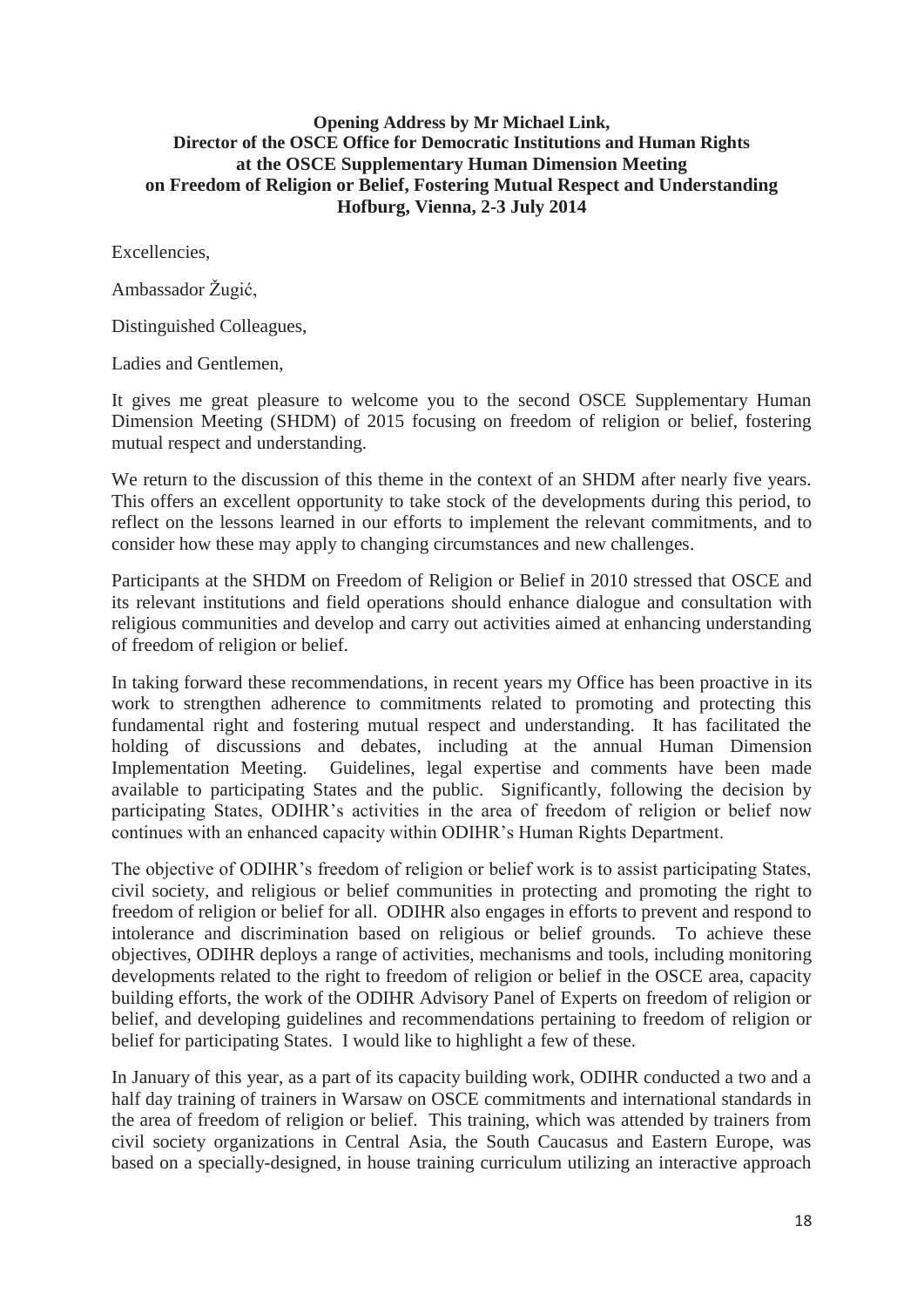**Opening Address by Mr Michael Link,**
**Director of the OSCE Office for Democratic Institutions and Human Rights**
**at the OSCE Supplementary Human Dimension Meeting**
**on Freedom of Religion or Belief, Fostering Mutual Respect and Understanding**
**Hofburg, Vienna, 2-3 July 2014**

Excellencies,

Ambassador Žugić,

Distinguished Colleagues,

Ladies and Gentlemen,

It gives me great pleasure to welcome you to the second OSCE Supplementary Human Dimension Meeting (SHDM) of 2015 focusing on freedom of religion or belief, fostering mutual respect and understanding.

We return to the discussion of this theme in the context of an SHDM after nearly five years. This offers an excellent opportunity to take stock of the developments during this period, to reflect on the lessons learned in our efforts to implement the relevant commitments, and to consider how these may apply to changing circumstances and new challenges.

Participants at the SHDM on Freedom of Religion or Belief in 2010 stressed that OSCE and its relevant institutions and field operations should enhance dialogue and consultation with religious communities and develop and carry out activities aimed at enhancing understanding of freedom of religion or belief.

In taking forward these recommendations, in recent years my Office has been proactive in its work to strengthen adherence to commitments related to promoting and protecting this fundamental right and fostering mutual respect and understanding. It has facilitated the holding of discussions and debates, including at the annual Human Dimension Implementation Meeting. Guidelines, legal expertise and comments have been made available to participating States and the public. Significantly, following the decision by participating States, ODIHR's activities in the area of freedom of religion or belief now continues with an enhanced capacity within ODIHR's Human Rights Department.

The objective of ODIHR's freedom of religion or belief work is to assist participating States, civil society, and religious or belief communities in protecting and promoting the right to freedom of religion or belief for all. ODIHR also engages in efforts to prevent and respond to intolerance and discrimination based on religious or belief grounds. To achieve these objectives, ODIHR deploys a range of activities, mechanisms and tools, including monitoring developments related to the right to freedom of religion or belief in the OSCE area, capacity building efforts, the work of the ODIHR Advisory Panel of Experts on freedom of religion or belief, and developing guidelines and recommendations pertaining to freedom of religion or belief for participating States. I would like to highlight a few of these.

In January of this year, as a part of its capacity building work, ODIHR conducted a two and a half day training of trainers in Warsaw on OSCE commitments and international standards in the area of freedom of religion or belief. This training, which was attended by trainers from civil society organizations in Central Asia, the South Caucasus and Eastern Europe, was based on a specially-designed, in house training curriculum utilizing an interactive approach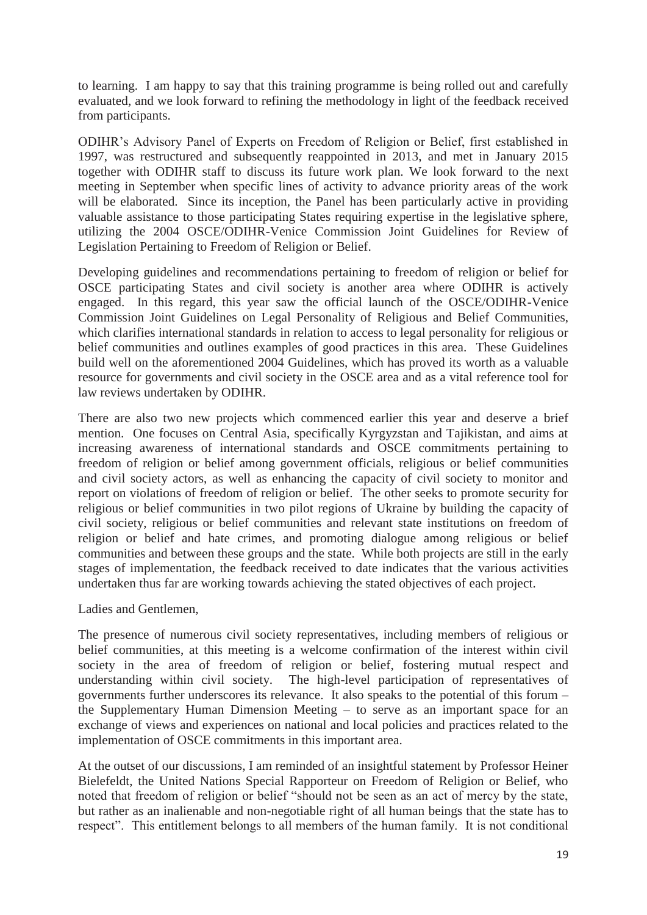to learning. I am happy to say that this training programme is being rolled out and carefully evaluated, and we look forward to refining the methodology in light of the feedback received from participants.

ODIHR's Advisory Panel of Experts on Freedom of Religion or Belief, first established in 1997, was restructured and subsequently reappointed in 2013, and met in January 2015 together with ODIHR staff to discuss its future work plan. We look forward to the next meeting in September when specific lines of activity to advance priority areas of the work will be elaborated. Since its inception, the Panel has been particularly active in providing valuable assistance to those participating States requiring expertise in the legislative sphere, utilizing the 2004 OSCE/ODIHR-Venice Commission Joint Guidelines for Review of Legislation Pertaining to Freedom of Religion or Belief.

Developing guidelines and recommendations pertaining to freedom of religion or belief for OSCE participating States and civil society is another area where ODIHR is actively engaged. In this regard, this year saw the official launch of the OSCE/ODIHR-Venice Commission Joint Guidelines on Legal Personality of Religious and Belief Communities, which clarifies international standards in relation to access to legal personality for religious or belief communities and outlines examples of good practices in this area. These Guidelines build well on the aforementioned 2004 Guidelines, which has proved its worth as a valuable resource for governments and civil society in the OSCE area and as a vital reference tool for law reviews undertaken by ODIHR.

There are also two new projects which commenced earlier this year and deserve a brief mention. One focuses on Central Asia, specifically Kyrgyzstan and Tajikistan, and aims at increasing awareness of international standards and OSCE commitments pertaining to freedom of religion or belief among government officials, religious or belief communities and civil society actors, as well as enhancing the capacity of civil society to monitor and report on violations of freedom of religion or belief. The other seeks to promote security for religious or belief communities in two pilot regions of Ukraine by building the capacity of civil society, religious or belief communities and relevant state institutions on freedom of religion or belief and hate crimes, and promoting dialogue among religious or belief communities and between these groups and the state. While both projects are still in the early stages of implementation, the feedback received to date indicates that the various activities undertaken thus far are working towards achieving the stated objectives of each project.

Ladies and Gentlemen,

The presence of numerous civil society representatives, including members of religious or belief communities, at this meeting is a welcome confirmation of the interest within civil society in the area of freedom of religion or belief, fostering mutual respect and understanding within civil society. The high-level participation of representatives of governments further underscores its relevance. It also speaks to the potential of this forum – the Supplementary Human Dimension Meeting – to serve as an important space for an exchange of views and experiences on national and local policies and practices related to the implementation of OSCE commitments in this important area.

At the outset of our discussions, I am reminded of an insightful statement by Professor Heiner Bielefeldt, the United Nations Special Rapporteur on Freedom of Religion or Belief, who noted that freedom of religion or belief "should not be seen as an act of mercy by the state, but rather as an inalienable and non-negotiable right of all human beings that the state has to respect". This entitlement belongs to all members of the human family. It is not conditional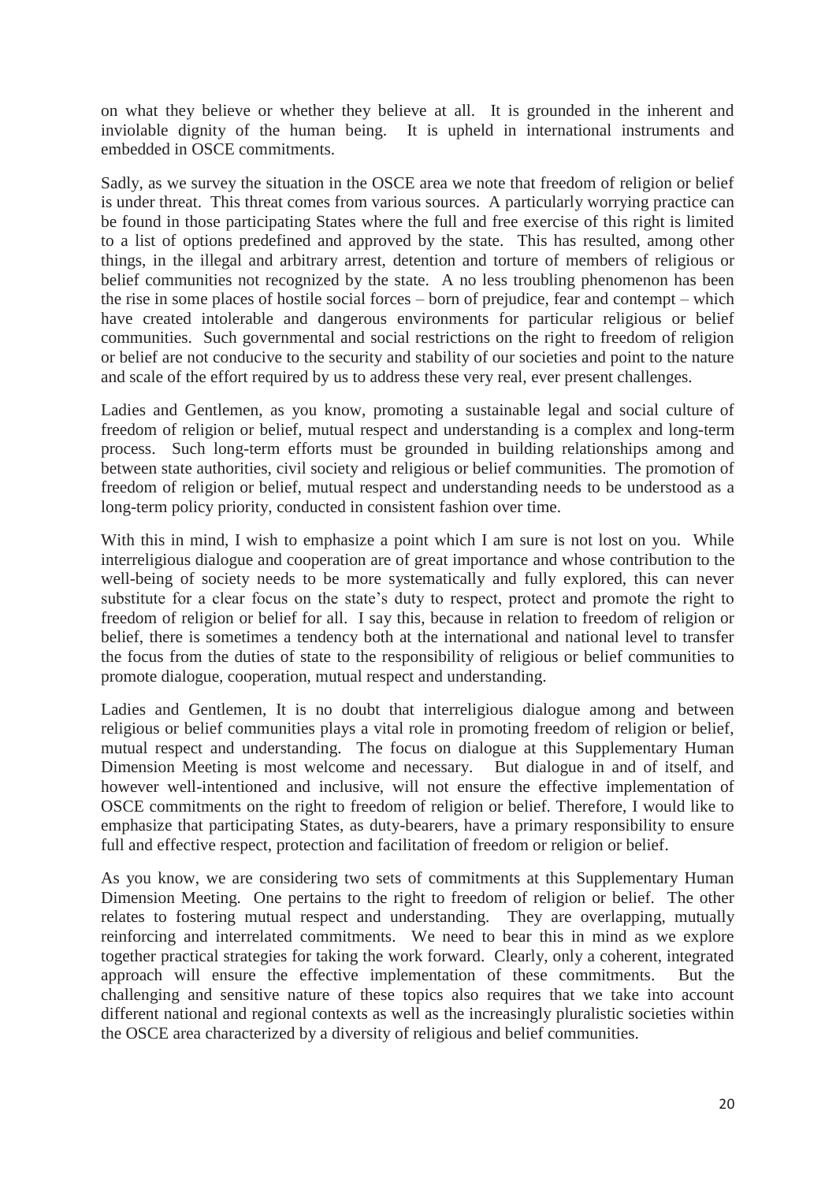on what they believe or whether they believe at all. It is grounded in the inherent and inviolable dignity of the human being. It is upheld in international instruments and embedded in OSCE commitments.

Sadly, as we survey the situation in the OSCE area we note that freedom of religion or belief is under threat. This threat comes from various sources. A particularly worrying practice can be found in those participating States where the full and free exercise of this right is limited to a list of options predefined and approved by the state. This has resulted, among other things, in the illegal and arbitrary arrest, detention and torture of members of religious or belief communities not recognized by the state. A no less troubling phenomenon has been the rise in some places of hostile social forces – born of prejudice, fear and contempt – which have created intolerable and dangerous environments for particular religious or belief communities. Such governmental and social restrictions on the right to freedom of religion or belief are not conducive to the security and stability of our societies and point to the nature and scale of the effort required by us to address these very real, ever present challenges.

Ladies and Gentlemen, as you know, promoting a sustainable legal and social culture of freedom of religion or belief, mutual respect and understanding is a complex and long-term process. Such long-term efforts must be grounded in building relationships among and between state authorities, civil society and religious or belief communities. The promotion of freedom of religion or belief, mutual respect and understanding needs to be understood as a long-term policy priority, conducted in consistent fashion over time.

With this in mind, I wish to emphasize a point which I am sure is not lost on you. While interreligious dialogue and cooperation are of great importance and whose contribution to the well-being of society needs to be more systematically and fully explored, this can never substitute for a clear focus on the state's duty to respect, protect and promote the right to freedom of religion or belief for all. I say this, because in relation to freedom of religion or belief, there is sometimes a tendency both at the international and national level to transfer the focus from the duties of state to the responsibility of religious or belief communities to promote dialogue, cooperation, mutual respect and understanding.

Ladies and Gentlemen, It is no doubt that interreligious dialogue among and between religious or belief communities plays a vital role in promoting freedom of religion or belief, mutual respect and understanding. The focus on dialogue at this Supplementary Human Dimension Meeting is most welcome and necessary. But dialogue in and of itself, and however well-intentioned and inclusive, will not ensure the effective implementation of OSCE commitments on the right to freedom of religion or belief. Therefore, I would like to emphasize that participating States, as duty-bearers, have a primary responsibility to ensure full and effective respect, protection and facilitation of freedom or religion or belief.

As you know, we are considering two sets of commitments at this Supplementary Human Dimension Meeting. One pertains to the right to freedom of religion or belief. The other relates to fostering mutual respect and understanding. They are overlapping, mutually reinforcing and interrelated commitments. We need to bear this in mind as we explore together practical strategies for taking the work forward. Clearly, only a coherent, integrated approach will ensure the effective implementation of these commitments. But the challenging and sensitive nature of these topics also requires that we take into account different national and regional contexts as well as the increasingly pluralistic societies within the OSCE area characterized by a diversity of religious and belief communities.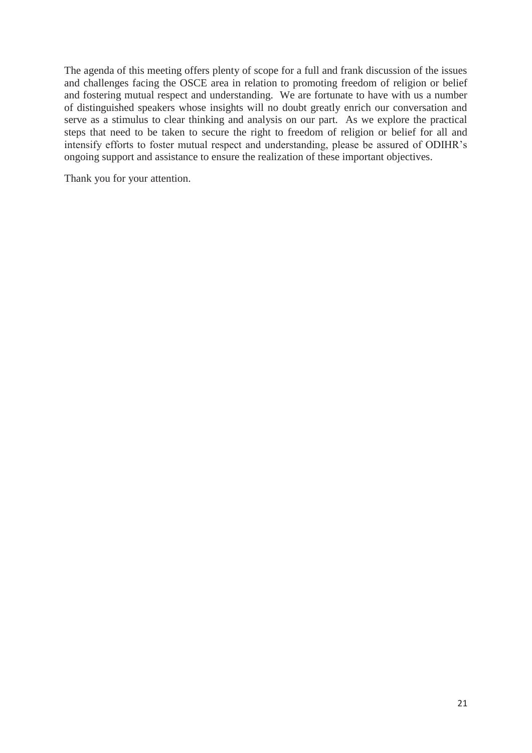The agenda of this meeting offers plenty of scope for a full and frank discussion of the issues and challenges facing the OSCE area in relation to promoting freedom of religion or belief and fostering mutual respect and understanding. We are fortunate to have with us a number of distinguished speakers whose insights will no doubt greatly enrich our conversation and serve as a stimulus to clear thinking and analysis on our part. As we explore the practical steps that need to be taken to secure the right to freedom of religion or belief for all and intensify efforts to foster mutual respect and understanding, please be assured of ODIHR's ongoing support and assistance to ensure the realization of these important objectives.

Thank you for your attention.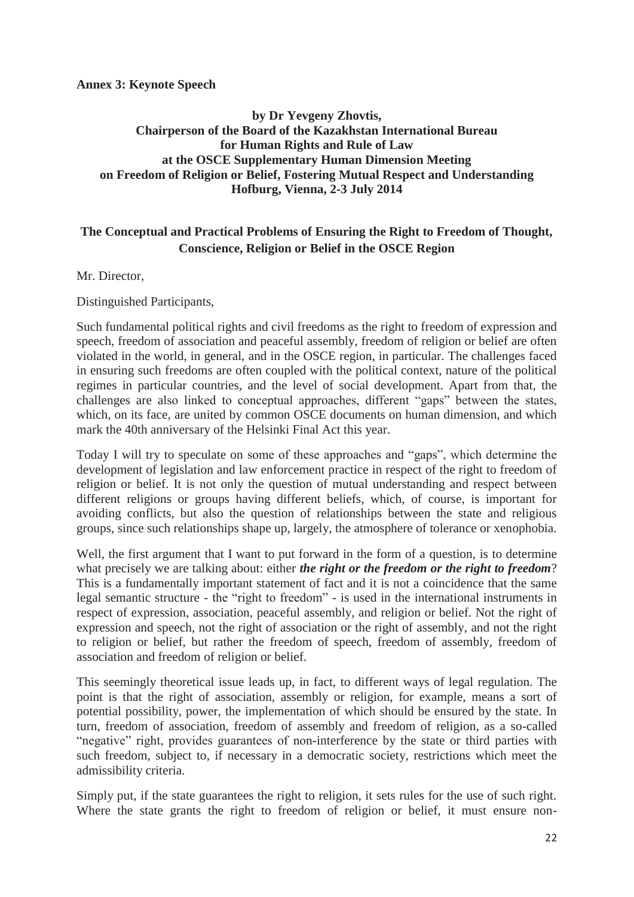**Annex 3: Keynote Speech**

**by Dr Yevgeny Zhovtis,**
**Chairperson of the Board of the Kazakhstan International Bureau for Human Rights and Rule of Law at the OSCE Supplementary Human Dimension Meeting on Freedom of Religion or Belief, Fostering Mutual Respect and Understanding**
**Hofburg, Vienna, 2-3 July 2014**

## The Conceptual and Practical Problems of Ensuring the Right to Freedom of Thought, Conscience, Religion or Belief in the OSCE Region

Mr. Director,

Distinguished Participants,

Such fundamental political rights and civil freedoms as the right to freedom of expression and speech, freedom of association and peaceful assembly, freedom of religion or belief are often violated in the world, in general, and in the OSCE region, in particular. The challenges faced in ensuring such freedoms are often coupled with the political context, nature of the political regimes in particular countries, and the level of social development. Apart from that, the challenges are also linked to conceptual approaches, different "gaps" between the states, which, on its face, are united by common OSCE documents on human dimension, and which mark the 40th anniversary of the Helsinki Final Act this year.

Today I will try to speculate on some of these approaches and "gaps", which determine the development of legislation and law enforcement practice in respect of the right to freedom of religion or belief. It is not only the question of mutual understanding and respect between different religions or groups having different beliefs, which, of course, is important for avoiding conflicts, but also the question of relationships between the state and religious groups, since such relationships shape up, largely, the atmosphere of tolerance or xenophobia.

Well, the first argument that I want to put forward in the form of a question, is to determine what precisely we are talking about: either ***the right or the freedom or the right to freedom***? This is a fundamentally important statement of fact and it is not a coincidence that the same legal semantic structure - the "right to freedom" - is used in the international instruments in respect of expression, association, peaceful assembly, and religion or belief. Not the right of expression and speech, not the right of association or the right of assembly, and not the right to religion or belief, but rather the freedom of speech, freedom of assembly, freedom of association and freedom of religion or belief.

This seemingly theoretical issue leads up, in fact, to different ways of legal regulation. The point is that the right of association, assembly or religion, for example, means a sort of potential possibility, power, the implementation of which should be ensured by the state. In turn, freedom of association, freedom of assembly and freedom of religion, as a so-called "negative" right, provides guarantees of non-interference by the state or third parties with such freedom, subject to, if necessary in a democratic society, restrictions which meet the admissibility criteria.

Simply put, if the state guarantees the right to religion, it sets rules for the use of such right. Where the state grants the right to freedom of religion or belief, it must ensure non-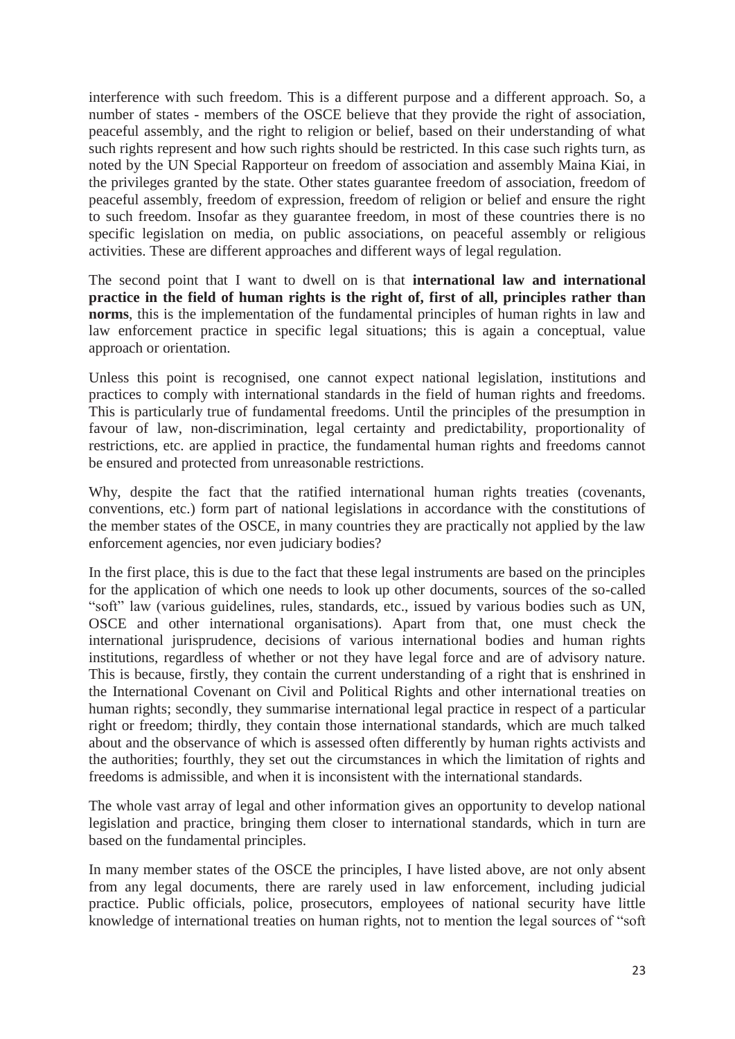interference with such freedom. This is a different purpose and a different approach. So, a number of states - members of the OSCE believe that they provide the right of association, peaceful assembly, and the right to religion or belief, based on their understanding of what such rights represent and how such rights should be restricted. In this case such rights turn, as noted by the UN Special Rapporteur on freedom of association and assembly Maina Kiai, in the privileges granted by the state. Other states guarantee freedom of association, freedom of peaceful assembly, freedom of expression, freedom of religion or belief and ensure the right to such freedom. Insofar as they guarantee freedom, in most of these countries there is no specific legislation on media, on public associations, on peaceful assembly or religious activities. These are different approaches and different ways of legal regulation.

The second point that I want to dwell on is that **international law and international practice in the field of human rights is the right of, first of all, principles rather than norms**, this is the implementation of the fundamental principles of human rights in law and law enforcement practice in specific legal situations; this is again a conceptual, value approach or orientation.

Unless this point is recognised, one cannot expect national legislation, institutions and practices to comply with international standards in the field of human rights and freedoms. This is particularly true of fundamental freedoms. Until the principles of the presumption in favour of law, non-discrimination, legal certainty and predictability, proportionality of restrictions, etc. are applied in practice, the fundamental human rights and freedoms cannot be ensured and protected from unreasonable restrictions.

Why, despite the fact that the ratified international human rights treaties (covenants, conventions, etc.) form part of national legislations in accordance with the constitutions of the member states of the OSCE, in many countries they are practically not applied by the law enforcement agencies, nor even judiciary bodies?

In the first place, this is due to the fact that these legal instruments are based on the principles for the application of which one needs to look up other documents, sources of the so-called "soft" law (various guidelines, rules, standards, etc., issued by various bodies such as UN, OSCE and other international organisations). Apart from that, one must check the international jurisprudence, decisions of various international bodies and human rights institutions, regardless of whether or not they have legal force and are of advisory nature. This is because, firstly, they contain the current understanding of a right that is enshrined in the International Covenant on Civil and Political Rights and other international treaties on human rights; secondly, they summarise international legal practice in respect of a particular right or freedom; thirdly, they contain those international standards, which are much talked about and the observance of which is assessed often differently by human rights activists and the authorities; fourthly, they set out the circumstances in which the limitation of rights and freedoms is admissible, and when it is inconsistent with the international standards.

The whole vast array of legal and other information gives an opportunity to develop national legislation and practice, bringing them closer to international standards, which in turn are based on the fundamental principles.

In many member states of the OSCE the principles, I have listed above, are not only absent from any legal documents, there are rarely used in law enforcement, including judicial practice. Public officials, police, prosecutors, employees of national security have little knowledge of international treaties on human rights, not to mention the legal sources of "soft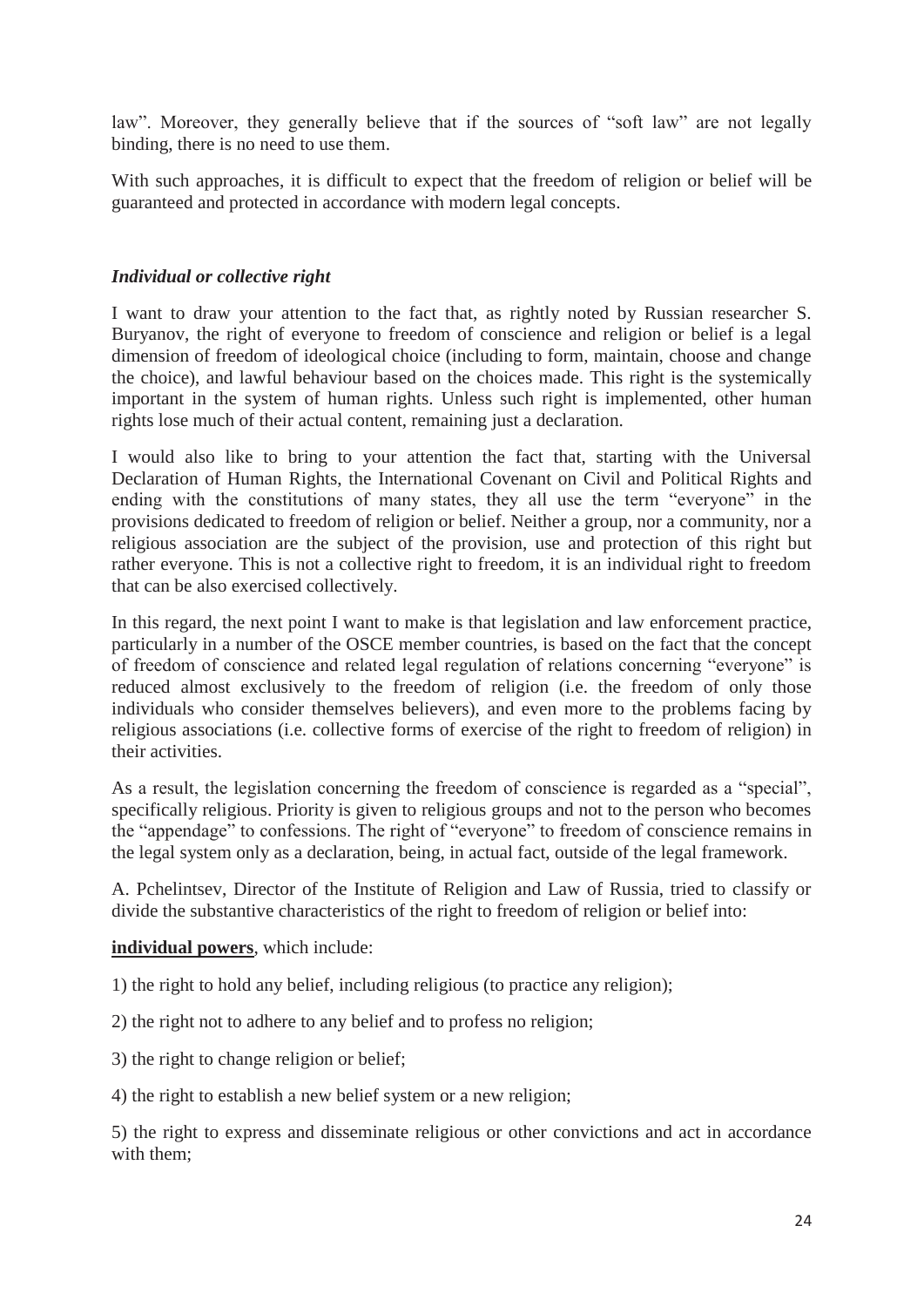law". Moreover, they generally believe that if the sources of "soft law" are not legally binding, there is no need to use them.

With such approaches, it is difficult to expect that the freedom of religion or belief will be guaranteed and protected in accordance with modern legal concepts.

### *Individual or collective right*

I want to draw your attention to the fact that, as rightly noted by Russian researcher S. Buryanov, the right of everyone to freedom of conscience and religion or belief is a legal dimension of freedom of ideological choice (including to form, maintain, choose and change the choice), and lawful behaviour based on the choices made. This right is the systemically important in the system of human rights. Unless such right is implemented, other human rights lose much of their actual content, remaining just a declaration.

I would also like to bring to your attention the fact that, starting with the Universal Declaration of Human Rights, the International Covenant on Civil and Political Rights and ending with the constitutions of many states, they all use the term "everyone" in the provisions dedicated to freedom of religion or belief. Neither a group, nor a community, nor a religious association are the subject of the provision, use and protection of this right but rather everyone. This is not a collective right to freedom, it is an individual right to freedom that can be also exercised collectively.

In this regard, the next point I want to make is that legislation and law enforcement practice, particularly in a number of the OSCE member countries, is based on the fact that the concept of freedom of conscience and related legal regulation of relations concerning "everyone" is reduced almost exclusively to the freedom of religion (i.e. the freedom of only those individuals who consider themselves believers), and even more to the problems facing by religious associations (i.e. collective forms of exercise of the right to freedom of religion) in their activities.

As a result, the legislation concerning the freedom of conscience is regarded as a "special", specifically religious. Priority is given to religious groups and not to the person who becomes the "appendage" to confessions. The right of "everyone" to freedom of conscience remains in the legal system only as a declaration, being, in actual fact, outside of the legal framework.

A. Pchelintsev, Director of the Institute of Religion and Law of Russia, tried to classify or divide the substantive characteristics of the right to freedom of religion or belief into:

**individual powers**, which include:

1) the right to hold any belief, including religious (to practice any religion);

2) the right not to adhere to any belief and to profess no religion;

3) the right to change religion or belief;

4) the right to establish a new belief system or a new religion;

5) the right to express and disseminate religious or other convictions and act in accordance with them;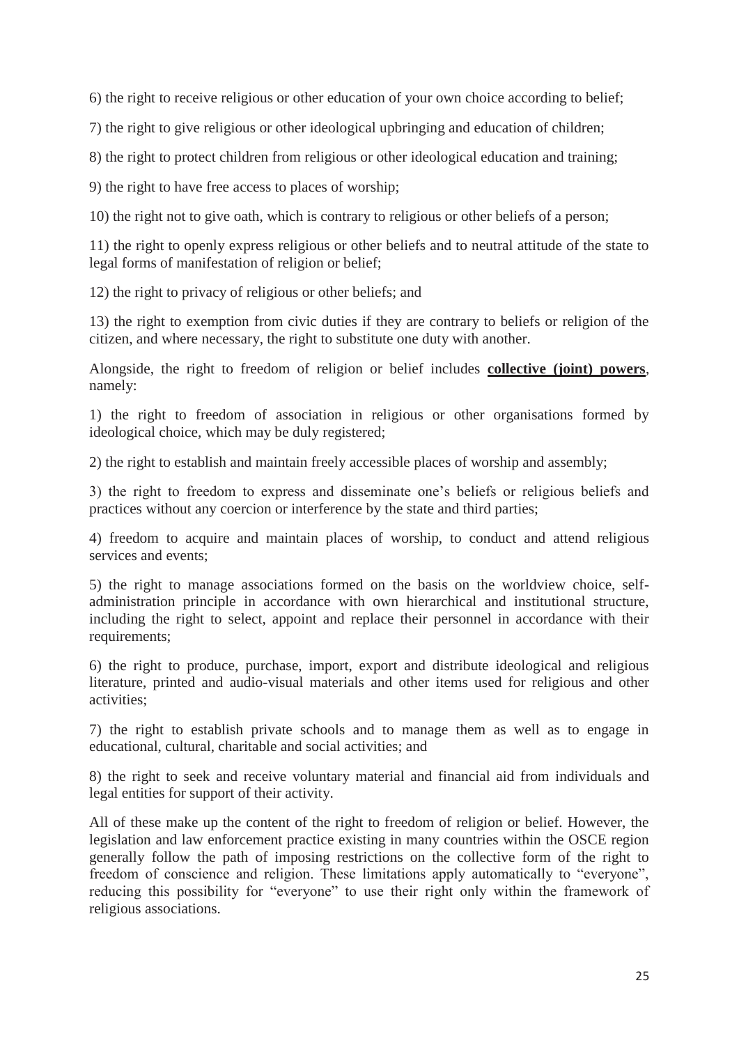6) the right to receive religious or other education of your own choice according to belief;

7) the right to give religious or other ideological upbringing and education of children;

8) the right to protect children from religious or other ideological education and training;

9) the right to have free access to places of worship;

10) the right not to give oath, which is contrary to religious or other beliefs of a person;

11) the right to openly express religious or other beliefs and to neutral attitude of the state to legal forms of manifestation of religion or belief;

12) the right to privacy of religious or other beliefs; and

13) the right to exemption from civic duties if they are contrary to beliefs or religion of the citizen, and where necessary, the right to substitute one duty with another.

Alongside, the right to freedom of religion or belief includes **collective (joint) powers**, namely:

1) the right to freedom of association in religious or other organisations formed by ideological choice, which may be duly registered;

2) the right to establish and maintain freely accessible places of worship and assembly;

3) the right to freedom to express and disseminate one's beliefs or religious beliefs and practices without any coercion or interference by the state and third parties;

4) freedom to acquire and maintain places of worship, to conduct and attend religious services and events;

5) the right to manage associations formed on the basis on the worldview choice, self-administration principle in accordance with own hierarchical and institutional structure, including the right to select, appoint and replace their personnel in accordance with their requirements;

6) the right to produce, purchase, import, export and distribute ideological and religious literature, printed and audio-visual materials and other items used for religious and other activities;

7) the right to establish private schools and to manage them as well as to engage in educational, cultural, charitable and social activities; and

8) the right to seek and receive voluntary material and financial aid from individuals and legal entities for support of their activity.

All of these make up the content of the right to freedom of religion or belief. However, the legislation and law enforcement practice existing in many countries within the OSCE region generally follow the path of imposing restrictions on the collective form of the right to freedom of conscience and religion. These limitations apply automatically to "everyone", reducing this possibility for "everyone" to use their right only within the framework of religious associations.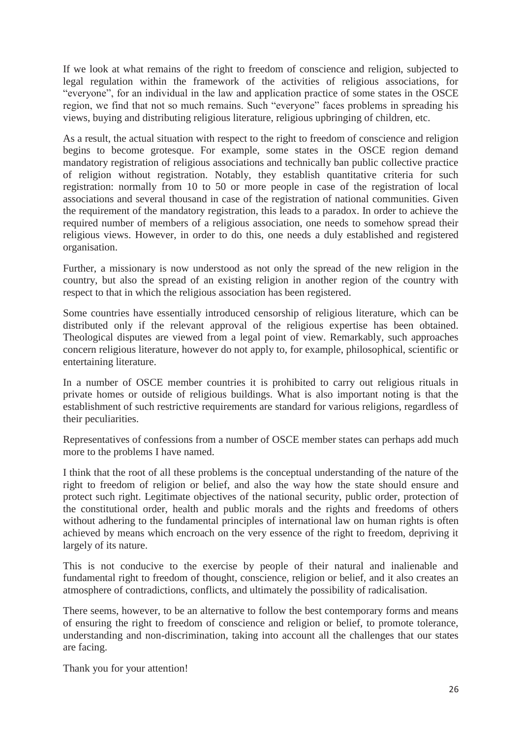If we look at what remains of the right to freedom of conscience and religion, subjected to legal regulation within the framework of the activities of religious associations, for "everyone", for an individual in the law and application practice of some states in the OSCE region, we find that not so much remains. Such "everyone" faces problems in spreading his views, buying and distributing religious literature, religious upbringing of children, etc.

As a result, the actual situation with respect to the right to freedom of conscience and religion begins to become grotesque. For example, some states in the OSCE region demand mandatory registration of religious associations and technically ban public collective practice of religion without registration. Notably, they establish quantitative criteria for such registration: normally from 10 to 50 or more people in case of the registration of local associations and several thousand in case of the registration of national communities. Given the requirement of the mandatory registration, this leads to a paradox. In order to achieve the required number of members of a religious association, one needs to somehow spread their religious views. However, in order to do this, one needs a duly established and registered organisation.

Further, a missionary is now understood as not only the spread of the new religion in the country, but also the spread of an existing religion in another region of the country with respect to that in which the religious association has been registered.

Some countries have essentially introduced censorship of religious literature, which can be distributed only if the relevant approval of the religious expertise has been obtained. Theological disputes are viewed from a legal point of view. Remarkably, such approaches concern religious literature, however do not apply to, for example, philosophical, scientific or entertaining literature.

In a number of OSCE member countries it is prohibited to carry out religious rituals in private homes or outside of religious buildings. What is also important noting is that the establishment of such restrictive requirements are standard for various religions, regardless of their peculiarities.

Representatives of confessions from a number of OSCE member states can perhaps add much more to the problems I have named.

I think that the root of all these problems is the conceptual understanding of the nature of the right to freedom of religion or belief, and also the way how the state should ensure and protect such right. Legitimate objectives of the national security, public order, protection of the constitutional order, health and public morals and the rights and freedoms of others without adhering to the fundamental principles of international law on human rights is often achieved by means which encroach on the very essence of the right to freedom, depriving it largely of its nature.

This is not conducive to the exercise by people of their natural and inalienable and fundamental right to freedom of thought, conscience, religion or belief, and it also creates an atmosphere of contradictions, conflicts, and ultimately the possibility of radicalisation.

There seems, however, to be an alternative to follow the best contemporary forms and means of ensuring the right to freedom of conscience and religion or belief, to promote tolerance, understanding and non-discrimination, taking into account all the challenges that our states are facing.

Thank you for your attention!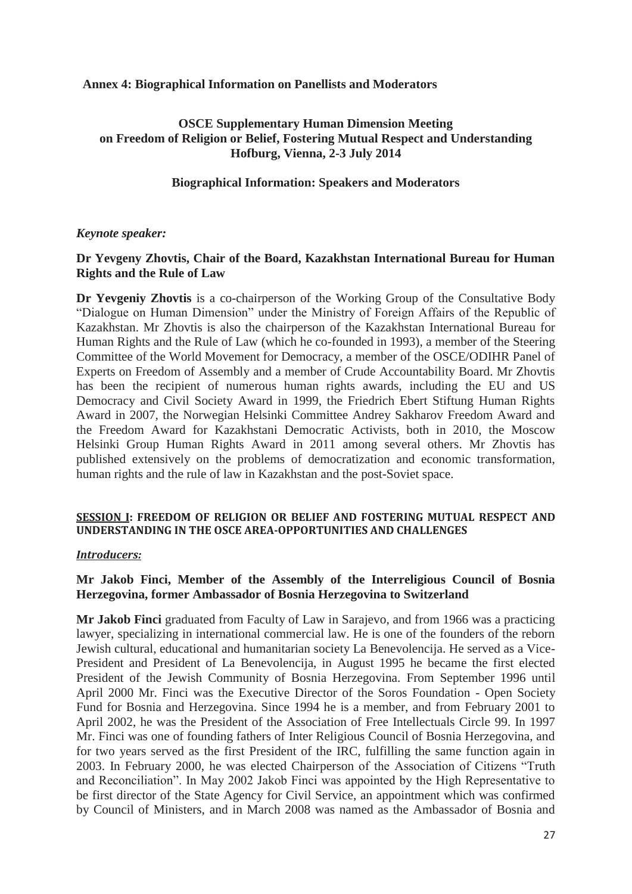**Annex 4: Biographical Information on Panellists and Moderators**

## OSCE Supplementary Human Dimension Meeting on Freedom of Religion or Belief, Fostering Mutual Respect and Understanding Hofburg, Vienna, 2-3 July 2014

### Biographical Information: Speakers and Moderators

***Keynote speaker:***

**Dr Yevgeny Zhovtis, Chair of the Board, Kazakhstan International Bureau for Human Rights and the Rule of Law**

**Dr Yevgeniy Zhovtis** is a co-chairperson of the Working Group of the Consultative Body "Dialogue on Human Dimension" under the Ministry of Foreign Affairs of the Republic of Kazakhstan. Mr Zhovtis is also the chairperson of the Kazakhstan International Bureau for Human Rights and the Rule of Law (which he co-founded in 1993), a member of the Steering Committee of the World Movement for Democracy, a member of the OSCE/ODIHR Panel of Experts on Freedom of Assembly and a member of Crude Accountability Board. Mr Zhovtis has been the recipient of numerous human rights awards, including the EU and US Democracy and Civil Society Award in 1999, the Friedrich Ebert Stiftung Human Rights Award in 2007, the Norwegian Helsinki Committee Andrey Sakharov Freedom Award and the Freedom Award for Kazakhstani Democratic Activists, both in 2010, the Moscow Helsinki Group Human Rights Award in 2011 among several others. Mr Zhovtis has published extensively on the problems of democratization and economic transformation, human rights and the rule of law in Kazakhstan and the post-Soviet space.

**SESSION I: FREEDOM OF RELIGION OR BELIEF AND FOSTERING MUTUAL RESPECT AND UNDERSTANDING IN THE OSCE AREA-OPPORTUNITIES AND CHALLENGES**

***Introducers:***

**Mr Jakob Finci, Member of the Assembly of the Interreligious Council of Bosnia Herzegovina, former Ambassador of Bosnia Herzegovina to Switzerland**

**Mr Jakob Finci** graduated from Faculty of Law in Sarajevo, and from 1966 was a practicing lawyer, specializing in international commercial law. He is one of the founders of the reborn Jewish cultural, educational and humanitarian society La Benevolencija. He served as a Vice-President and President of La Benevolencija, in August 1995 he became the first elected President of the Jewish Community of Bosnia Herzegovina. From September 1996 until April 2000 Mr. Finci was the Executive Director of the Soros Foundation - Open Society Fund for Bosnia and Herzegovina. Since 1994 he is a member, and from February 2001 to April 2002, he was the President of the Association of Free Intellectuals Circle 99. In 1997 Mr. Finci was one of founding fathers of Inter Religious Council of Bosnia Herzegovina, and for two years served as the first President of the IRC, fulfilling the same function again in 2003. In February 2000, he was elected Chairperson of the Association of Citizens "Truth and Reconciliation". In May 2002 Jakob Finci was appointed by the High Representative to be first director of the State Agency for Civil Service, an appointment which was confirmed by Council of Ministers, and in March 2008 was named as the Ambassador of Bosnia and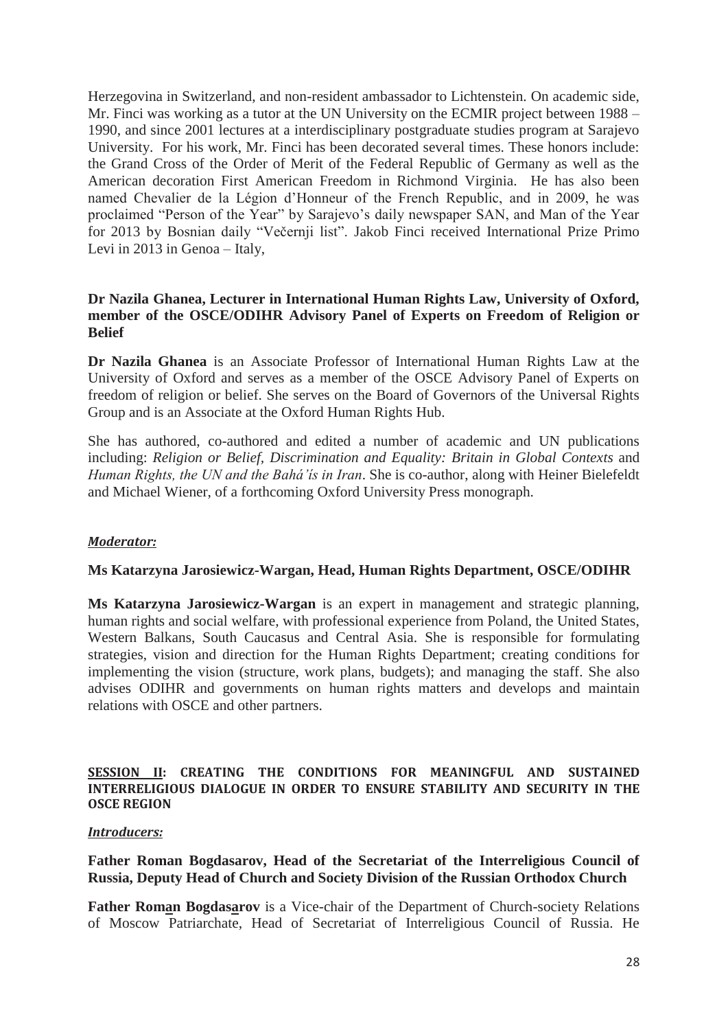Herzegovina in Switzerland, and non-resident ambassador to Lichtenstein. On academic side, Mr. Finci was working as a tutor at the UN University on the ECMIR project between 1988 – 1990, and since 2001 lectures at a interdisciplinary postgraduate studies program at Sarajevo University. For his work, Mr. Finci has been decorated several times. These honors include: the Grand Cross of the Order of Merit of the Federal Republic of Germany as well as the American decoration First American Freedom in Richmond Virginia. He has also been named Chevalier de la Légion d'Honneur of the French Republic, and in 2009, he was proclaimed "Person of the Year" by Sarajevo's daily newspaper SAN, and Man of the Year for 2013 by Bosnian daily "Večernji list". Jakob Finci received International Prize Primo Levi in 2013 in Genoa – Italy,

**Dr Nazila Ghanea, Lecturer in International Human Rights Law, University of Oxford, member of the OSCE/ODIHR Advisory Panel of Experts on Freedom of Religion or Belief**

**Dr Nazila Ghanea** is an Associate Professor of International Human Rights Law at the University of Oxford and serves as a member of the OSCE Advisory Panel of Experts on freedom of religion or belief. She serves on the Board of Governors of the Universal Rights Group and is an Associate at the Oxford Human Rights Hub.

She has authored, co-authored and edited a number of academic and UN publications including: *Religion or Belief, Discrimination and Equality: Britain in Global Contexts* and *Human Rights, the UN and the Bahá'ís in Iran*. She is co-author, along with Heiner Bielefeldt and Michael Wiener, of a forthcoming Oxford University Press monograph.

***Moderator:***

**Ms Katarzyna Jarosiewicz-Wargan, Head, Human Rights Department, OSCE/ODIHR**

**Ms Katarzyna Jarosiewicz-Wargan** is an expert in management and strategic planning, human rights and social welfare, with professional experience from Poland, the United States, Western Balkans, South Caucasus and Central Asia. She is responsible for formulating strategies, vision and direction for the Human Rights Department; creating conditions for implementing the vision (structure, work plans, budgets); and managing the staff. She also advises ODIHR and governments on human rights matters and develops and maintain relations with OSCE and other partners.

**SESSION II: CREATING THE CONDITIONS FOR MEANINGFUL AND SUSTAINED INTERRELIGIOUS DIALOGUE IN ORDER TO ENSURE STABILITY AND SECURITY IN THE OSCE REGION**

***Introducers:***

**Father Roman Bogdasarov, Head of the Secretariat of the Interreligious Council of Russia, Deputy Head of Church and Society Division of the Russian Orthodox Church**

**Father Roman Bogdasarov** is a Vice-chair of the Department of Church-society Relations of Moscow Patriarchate, Head of Secretariat of Interreligious Council of Russia. He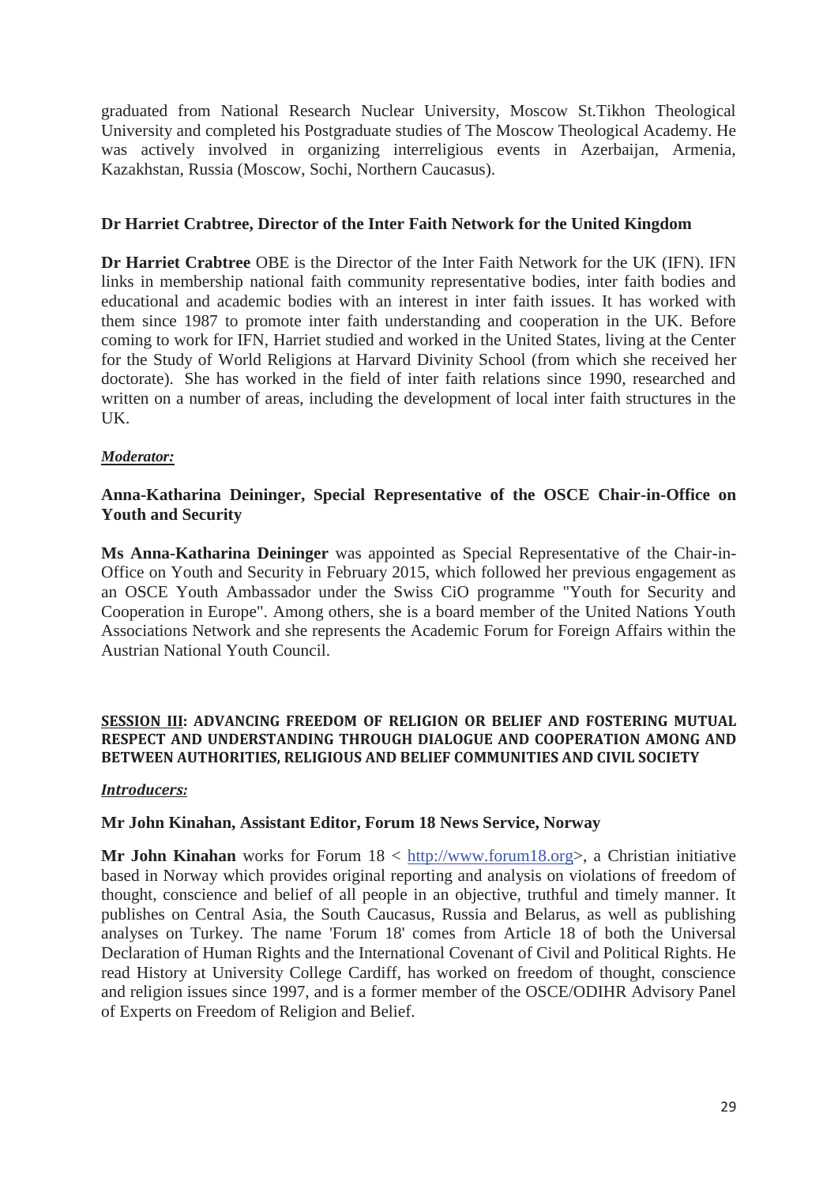graduated from National Research Nuclear University, Moscow St.Tikhon Theological University and completed his Postgraduate studies of The Moscow Theological Academy. He was actively involved in organizing interreligious events in Azerbaijan, Armenia, Kazakhstan, Russia (Moscow, Sochi, Northern Caucasus).

**Dr Harriet Crabtree, Director of the Inter Faith Network for the United Kingdom**

**Dr Harriet Crabtree** OBE is the Director of the Inter Faith Network for the UK (IFN). IFN links in membership national faith community representative bodies, inter faith bodies and educational and academic bodies with an interest in inter faith issues. It has worked with them since 1987 to promote inter faith understanding and cooperation in the UK. Before coming to work for IFN, Harriet studied and worked in the United States, living at the Center for the Study of World Religions at Harvard Divinity School (from which she received her doctorate). She has worked in the field of inter faith relations since 1990, researched and written on a number of areas, including the development of local inter faith structures in the UK.

***Moderator:***

**Anna-Katharina Deininger, Special Representative of the OSCE Chair-in-Office on Youth and Security**

**Ms Anna-Katharina Deininger** was appointed as Special Representative of the Chair-in-Office on Youth and Security in February 2015, which followed her previous engagement as an OSCE Youth Ambassador under the Swiss CiO programme "Youth for Security and Cooperation in Europe". Among others, she is a board member of the United Nations Youth Associations Network and she represents the Academic Forum for Foreign Affairs within the Austrian National Youth Council.

**SESSION III: ADVANCING FREEDOM OF RELIGION OR BELIEF AND FOSTERING MUTUAL RESPECT AND UNDERSTANDING THROUGH DIALOGUE AND COOPERATION AMONG AND BETWEEN AUTHORITIES, RELIGIOUS AND BELIEF COMMUNITIES AND CIVIL SOCIETY**

***Introducers:***

**Mr John Kinahan, Assistant Editor, Forum 18 News Service, Norway**

**Mr John Kinahan** works for Forum 18 < http://www.forum18.org>, a Christian initiative based in Norway which provides original reporting and analysis on violations of freedom of thought, conscience and belief of all people in an objective, truthful and timely manner. It publishes on Central Asia, the South Caucasus, Russia and Belarus, as well as publishing analyses on Turkey. The name 'Forum 18' comes from Article 18 of both the Universal Declaration of Human Rights and the International Covenant of Civil and Political Rights. He read History at University College Cardiff, has worked on freedom of thought, conscience and religion issues since 1997, and is a former member of the OSCE/ODIHR Advisory Panel of Experts on Freedom of Religion and Belief.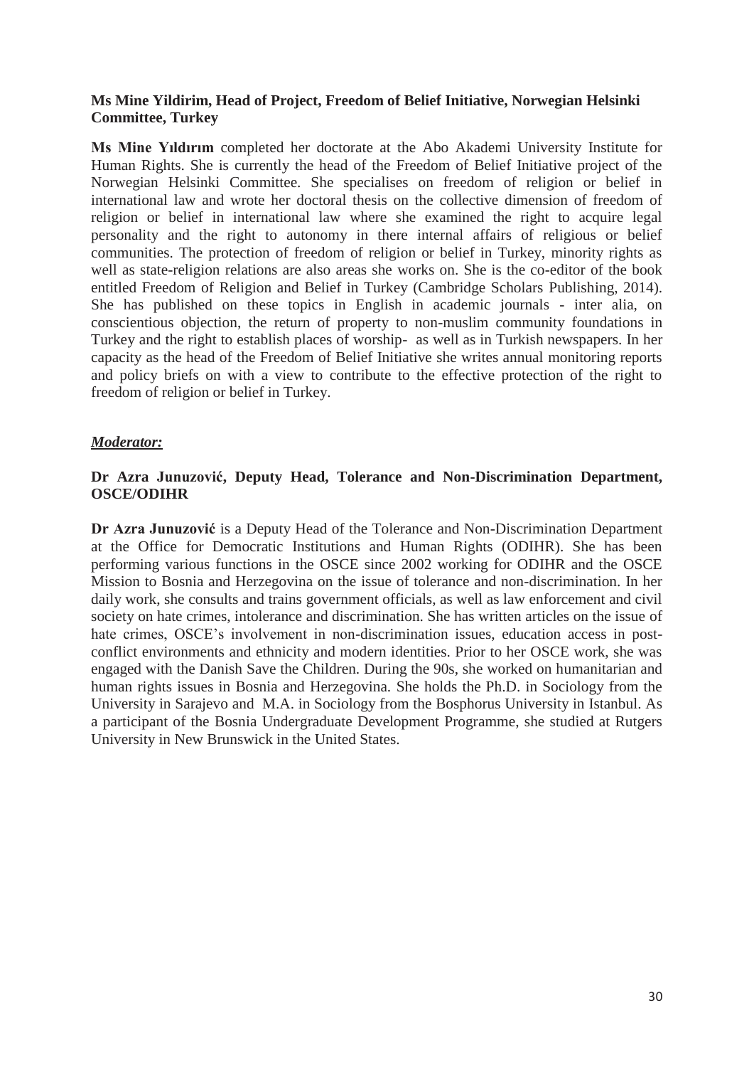**Ms Mine Yildirim, Head of Project, Freedom of Belief Initiative, Norwegian Helsinki Committee, Turkey**

**Ms Mine Yıldırım** completed her doctorate at the Abo Akademi University Institute for Human Rights. She is currently the head of the Freedom of Belief Initiative project of the Norwegian Helsinki Committee. She specialises on freedom of religion or belief in international law and wrote her doctoral thesis on the collective dimension of freedom of religion or belief in international law where she examined the right to acquire legal personality and the right to autonomy in there internal affairs of religious or belief communities. The protection of freedom of religion or belief in Turkey, minority rights as well as state-religion relations are also areas she works on. She is the co-editor of the book entitled Freedom of Religion and Belief in Turkey (Cambridge Scholars Publishing, 2014). She has published on these topics in English in academic journals - inter alia, on conscientious objection, the return of property to non-muslim community foundations in Turkey and the right to establish places of worship- as well as in Turkish newspapers. In her capacity as the head of the Freedom of Belief Initiative she writes annual monitoring reports and policy briefs on with a view to contribute to the effective protection of the right to freedom of religion or belief in Turkey.

***Moderator:***

**Dr Azra Junuzović, Deputy Head, Tolerance and Non-Discrimination Department, OSCE/ODIHR**

**Dr Azra Junuzović** is a Deputy Head of the Tolerance and Non-Discrimination Department at the Office for Democratic Institutions and Human Rights (ODIHR). She has been performing various functions in the OSCE since 2002 working for ODIHR and the OSCE Mission to Bosnia and Herzegovina on the issue of tolerance and non-discrimination. In her daily work, she consults and trains government officials, as well as law enforcement and civil society on hate crimes, intolerance and discrimination. She has written articles on the issue of hate crimes, OSCE's involvement in non-discrimination issues, education access in post-conflict environments and ethnicity and modern identities. Prior to her OSCE work, she was engaged with the Danish Save the Children. During the 90s, she worked on humanitarian and human rights issues in Bosnia and Herzegovina. She holds the Ph.D. in Sociology from the University in Sarajevo and M.A. in Sociology from the Bosphorus University in Istanbul. As a participant of the Bosnia Undergraduate Development Programme, she studied at Rutgers University in New Brunswick in the United States.